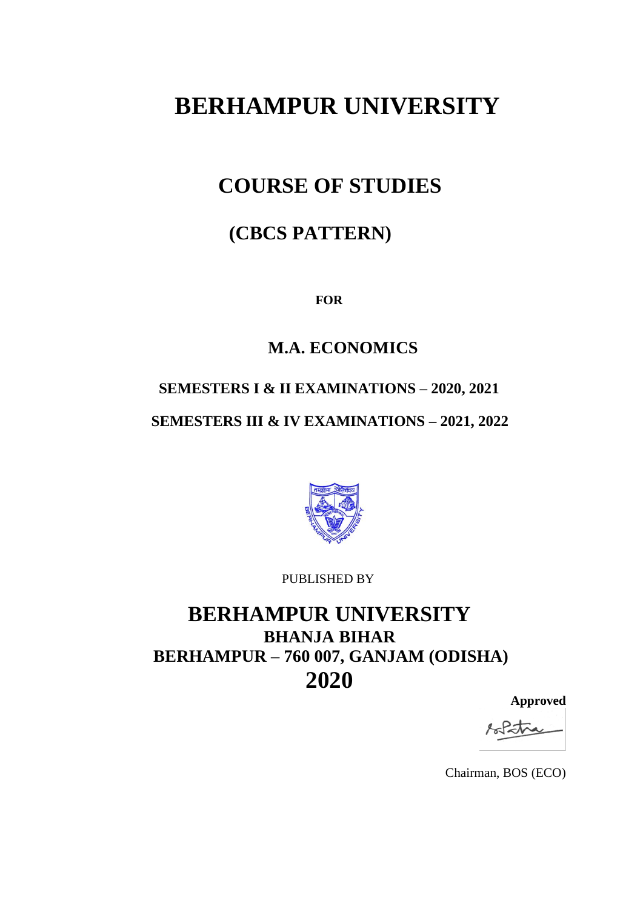# BERHAMPUR UNIVERSITY

## COURSE OF STUDIES

## (CBCS PATTERN)

**FOR**

## M.A. ECONOMICS

**SEMESTERS I & II EXAMINATIONS – 2020, 2021**

**SEMESTERS III & IV EXAMINATIONS – 2021, 2022**

PUBLISHED BY

## BERHAMPUR UNIVERSITY

**BHANJA BIHAR**

**BERHAMPUR – 760 007, GANJAM (ODISHA)**

**2020**

**Approved**

Chairman, BOS (ECO)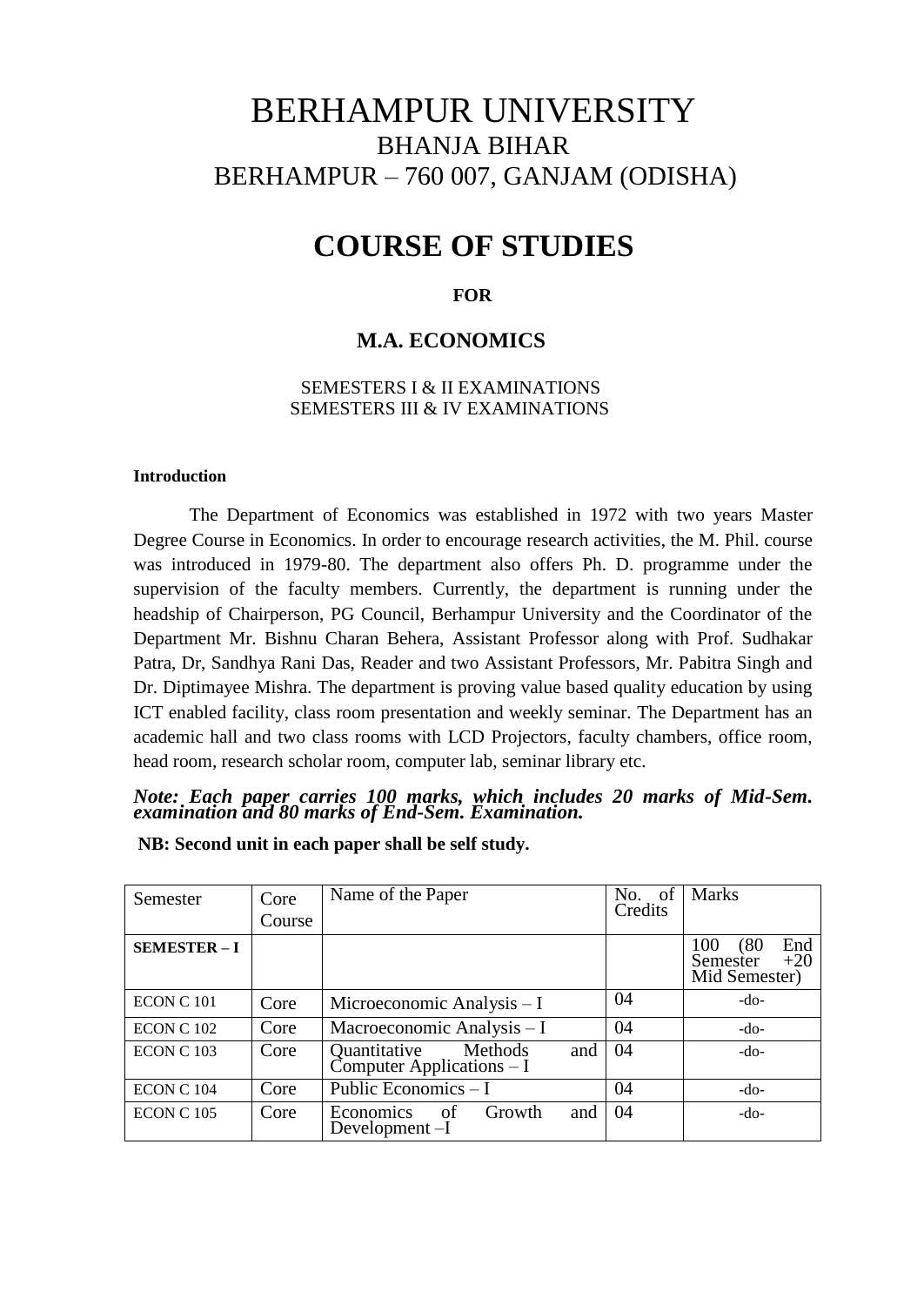# BERHAMPUR UNIVERSITY

## BHANJA BIHAR

## BERHAMPUR – 760 007, GANJAM (ODISHA)

# COURSE OF STUDIES

**FOR**

## M.A. ECONOMICS

SEMESTERS I & II EXAMINATIONS
SEMESTERS III & IV EXAMINATIONS

**Introduction**

The Department of Economics was established in 1972 with two years Master Degree Course in Economics. In order to encourage research activities, the M. Phil. course was introduced in 1979-80. The department also offers Ph. D. programme under the supervision of the faculty members. Currently, the department is running under the headship of Chairperson, PG Council, Berhampur University and the Coordinator of the Department Mr. Bishnu Charan Behera, Assistant Professor along with Prof. Sudhakar Patra, Dr, Sandhya Rani Das, Reader and two Assistant Professors, Mr. Pabitra Singh and Dr. Diptimayee Mishra. The department is proving value based quality education by using ICT enabled facility, class room presentation and weekly seminar. The Department has an academic hall and two class rooms with LCD Projectors, faculty chambers, office room, head room, research scholar room, computer lab, seminar library etc.

***Note: Each paper carries 100 marks, which includes 20 marks of Mid-Sem. examination and 80 marks of End-Sem. Examination.***

**NB: Second unit in each paper shall be self study.**

| Semester | Core Course | Name of the Paper | No. of Credits | Marks |
|---|---|---|---|---|
| **SEMESTER – I** | | | | 100 (80 End Semester +20 Mid Semester) |
| ECON C 101 | Core | Microeconomic Analysis – I | 04 | -do- |
| ECON C 102 | Core | Macroeconomic Analysis – I | 04 | -do- |
| ECON C 103 | Core | Quantitative Methods and Computer Applications – I | 04 | -do- |
| ECON C 104 | Core | Public Economics – I | 04 | -do- |
| ECON C 105 | Core | Economics of Growth and Development –I | 04 | -do- |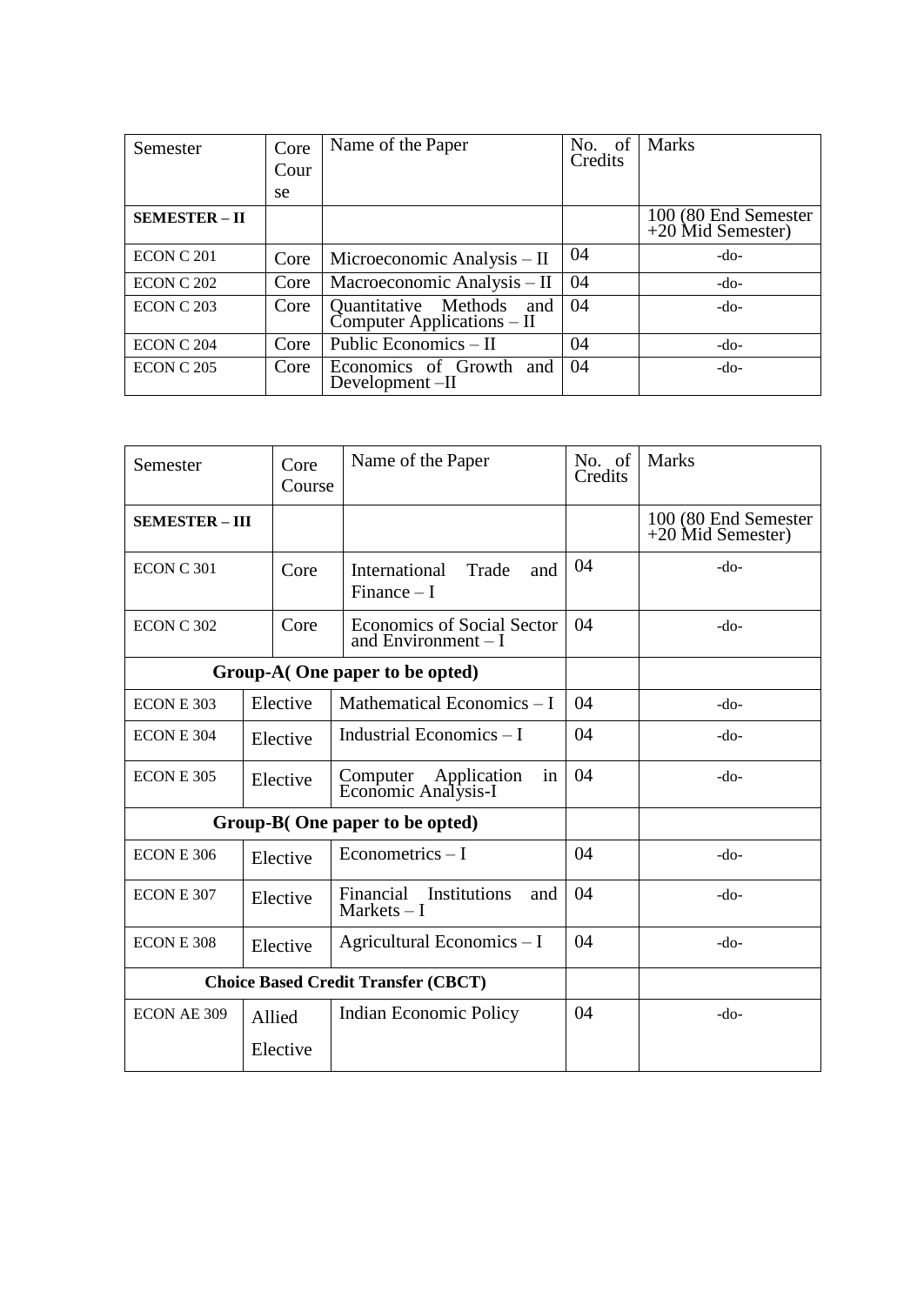| Semester | Core Course | Name of the Paper | No. of Credits | Marks |
|---|---|---|---|---|
| **SEMESTER – II** | | | | 100 (80 End Semester +20 Mid Semester) |
| ECON C 201 | Core | Microeconomic Analysis – II | 04 | -do- |
| ECON C 202 | Core | Macroeconomic Analysis – II | 04 | -do- |
| ECON C 203 | Core | Quantitative Methods and Computer Applications – II | 04 | -do- |
| ECON C 204 | Core | Public Economics – II | 04 | -do- |
| ECON C 205 | Core | Economics of Growth and Development –II | 04 | -do- |

| Semester | Core Course | Name of the Paper | No. of Credits | Marks |
|---|---|---|---|---|
| **SEMESTER – III** | | | | 100 (80 End Semester +20 Mid Semester) |
| ECON C 301 | Core | International Trade and Finance – I | 04 | -do- |
| ECON C 302 | Core | Economics of Social Sector and Environment – I | 04 | -do- |
| **Group-A( One paper to be opted)** | | | | |
| ECON E 303 | Elective | Mathematical Economics – I | 04 | -do- |
| ECON E 304 | Elective | Industrial Economics – I | 04 | -do- |
| ECON E 305 | Elective | Computer Application in Economic Analysis-I | 04 | -do- |
| **Group-B( One paper to be opted)** | | | | |
| ECON E 306 | Elective | Econometrics – I | 04 | -do- |
| ECON E 307 | Elective | Financial Institutions and Markets – I | 04 | -do- |
| ECON E 308 | Elective | Agricultural Economics – I | 04 | -do- |
| **Choice Based Credit Transfer (CBCT)** | | | | |
| ECON AE 309 | Allied Elective | Indian Economic Policy | 04 | -do- |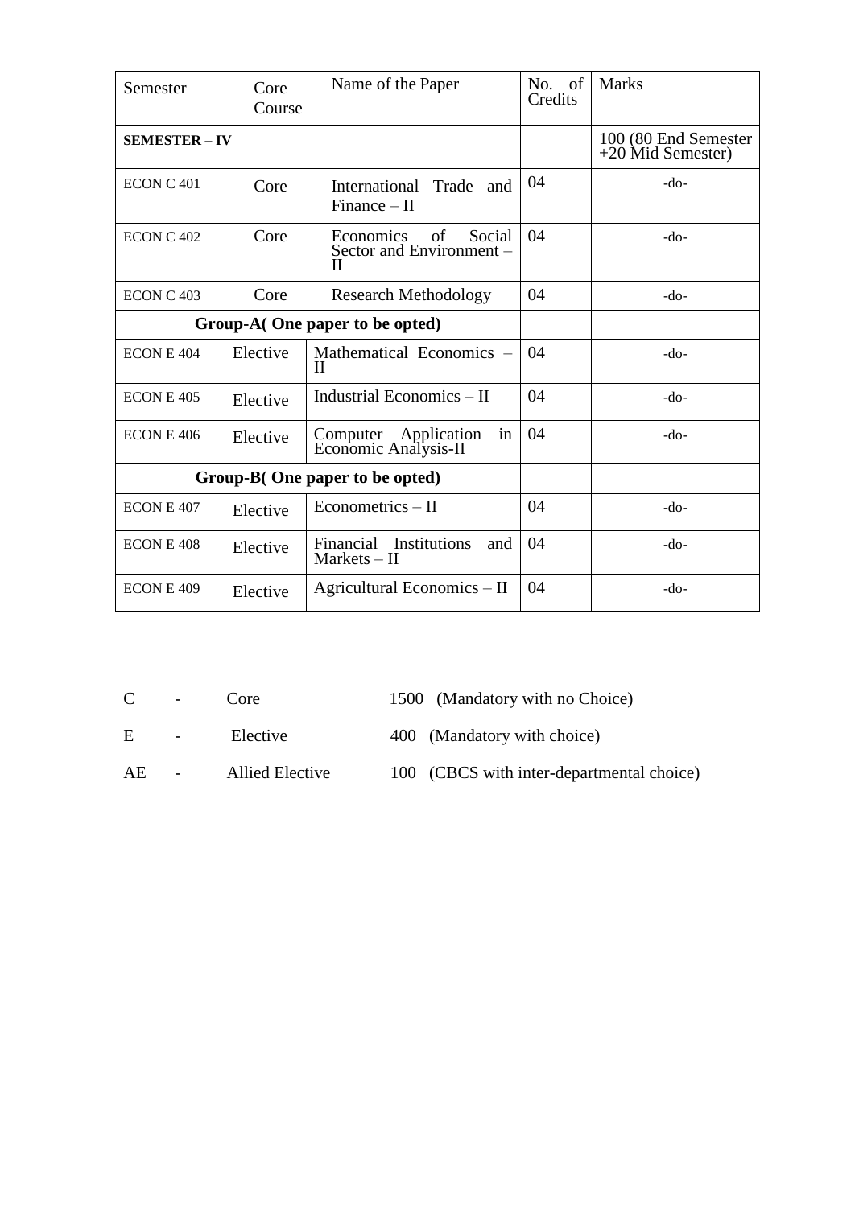| Semester | Core Course | Name of the Paper | No. of Credits | Marks |
|---|---|---|---|---|
| **SEMESTER – IV** | | | | 100 (80 End Semester +20 Mid Semester) |
| ECON C 401 | Core | International Trade and Finance – II | 04 | -do- |
| ECON C 402 | Core | Economics of Social Sector and Environment – II | 04 | -do- |
| ECON C 403 | Core | Research Methodology | 04 | -do- |
| **Group-A( One paper to be opted)** | | | | |
| ECON E 404 | Elective | Mathematical Economics – II | 04 | -do- |
| ECON E 405 | Elective | Industrial Economics – II | 04 | -do- |
| ECON E 406 | Elective | Computer Application in Economic Analysis-II | 04 | -do- |
| **Group-B( One paper to be opted)** | | | | |
| ECON E 407 | Elective | Econometrics – II | 04 | -do- |
| ECON E 408 | Elective | Financial Institutions and Markets – II | 04 | -do- |
| ECON E 409 | Elective | Agricultural Economics – II | 04 | -do- |

C - Core 1500 (Mandatory with no Choice)

E - Elective 400 (Mandatory with choice)

AE - Allied Elective 100 (CBCS with inter-departmental choice)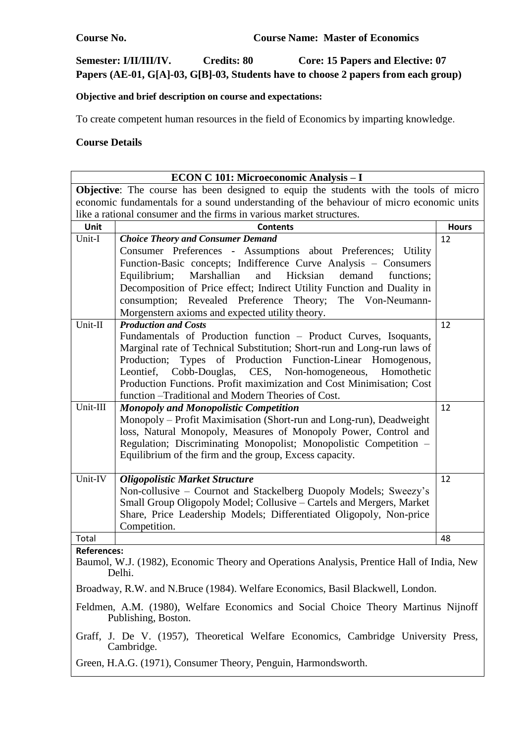**Course No.** **Course Name: Master of Economics**

**Semester: I/II/III/IV. Credits: 80 Core: 15 Papers and Elective: 07 Papers (AE-01, G[A]-03, G[B]-03, Students have to choose 2 papers from each group)**

**Objective and brief description on course and expectations:**

To create competent human resources in the field of Economics by imparting knowledge.

**Course Details**

| **ECON C 101: Microeconomic Analysis – I** | | |
|---|---|---|
| **Objective**: The course has been designed to equip the students with the tools of micro economic fundamentals for a sound understanding of the behaviour of micro economic units like a rational consumer and the firms in various market structures. | | |
| **Unit** | **Contents** | **Hours** |
| Unit-I | ***Choice Theory and Consumer Demand*** Consumer Preferences - Assumptions about Preferences; Utility Function-Basic concepts; Indifference Curve Analysis – Consumers Equilibrium; Marshallian and Hicksian demand functions; Decomposition of Price effect; Indirect Utility Function and Duality in consumption; Revealed Preference Theory; The Von-Neumann-Morgenstern axioms and expected utility theory. | 12 |
| Unit-II | ***Production and Costs*** Fundamentals of Production function – Product Curves, Isoquants, Marginal rate of Technical Substitution; Short-run and Long-run laws of Production; Types of Production Function-Linear Homogenous, Leontief, Cobb-Douglas, CES, Non-homogeneous, Homothetic Production Functions. Profit maximization and Cost Minimisation; Cost function –Traditional and Modern Theories of Cost. | 12 |
| Unit-III | ***Monopoly and Monopolistic Competition*** Monopoly – Profit Maximisation (Short-run and Long-run), Deadweight loss, Natural Monopoly, Measures of Monopoly Power, Control and Regulation; Discriminating Monopolist; Monopolistic Competition – Equilibrium of the firm and the group, Excess capacity. | 12 |
| Unit-IV | ***Oligopolistic Market Structure*** Non-collusive – Cournot and Stackelberg Duopoly Models; Sweezy's Small Group Oligopoly Model; Collusive – Cartels and Mergers, Market Share, Price Leadership Models; Differentiated Oligopoly, Non-price Competition. | 12 |
| Total | | 48 |

**References:**

Baumol, W.J. (1982), Economic Theory and Operations Analysis, Prentice Hall of India, New Delhi.

Broadway, R.W. and N.Bruce (1984). Welfare Economics, Basil Blackwell, London.

Feldmen, A.M. (1980), Welfare Economics and Social Choice Theory Martinus Nijnoff Publishing, Boston.

Graff, J. De V. (1957), Theoretical Welfare Economics, Cambridge University Press, Cambridge.

Green, H.A.G. (1971), Consumer Theory, Penguin, Harmondsworth.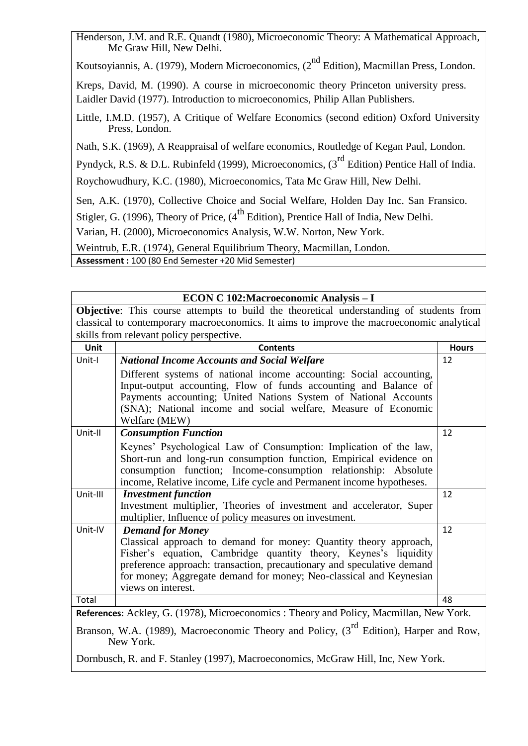Henderson, J.M. and R.E. Quandt (1980), Microeconomic Theory: A Mathematical Approach, Mc Graw Hill, New Delhi.

Koutsoyiannis, A. (1979), Modern Microeconomics, (2nd Edition), Macmillan Press, London.

Kreps, David, M. (1990). A course in microeconomic theory Princeton university press.
Laidler David (1977). Introduction to microeconomics, Philip Allan Publishers.

Little, I.M.D. (1957), A Critique of Welfare Economics (second edition) Oxford University Press, London.

Nath, S.K. (1969), A Reappraisal of welfare economics, Routledge of Kegan Paul, London.

Pyndyck, R.S. & D.L. Rubinfeld (1999), Microeconomics, (3rd Edition) Pentice Hall of India.

Roychowudhury, K.C. (1980), Microeconomics, Tata Mc Graw Hill, New Delhi.

Sen, A.K. (1970), Collective Choice and Social Welfare, Holden Day Inc. San Fransico.

Stigler, G. (1996), Theory of Price, (4th Edition), Prentice Hall of India, New Delhi.

Varian, H. (2000), Microeconomics Analysis, W.W. Norton, New York.

Weintrub, E.R. (1974), General Equilibrium Theory, Macmillan, London.

**Assessment :** 100 (80 End Semester +20 Mid Semester)

## ECON C 102:Macroeconomic Analysis – I

**Objective**: This course attempts to build the theoretical understanding of students from classical to contemporary macroeconomics. It aims to improve the macroeconomic analytical skills from relevant policy perspective.

| Unit | Contents | Hours |
|---|---|---|
| Unit-I | ***National Income Accounts and Social Welfare*** Different systems of national income accounting: Social accounting, Input-output accounting, Flow of funds accounting and Balance of Payments accounting; United Nations System of National Accounts (SNA); National income and social welfare, Measure of Economic Welfare (MEW) | 12 |
| Unit-II | ***Consumption Function*** Keynes' Psychological Law of Consumption: Implication of the law, Short-run and long-run consumption function, Empirical evidence on consumption function; Income-consumption relationship: Absolute income, Relative income, Life cycle and Permanent income hypotheses. | 12 |
| Unit-III | ***Investment function*** Investment multiplier, Theories of investment and accelerator, Super multiplier, Influence of policy measures on investment. | 12 |
| Unit-IV | ***Demand for Money*** Classical approach to demand for money: Quantity theory approach, Fisher's equation, Cambridge quantity theory, Keynes's liquidity preference approach: transaction, precautionary and speculative demand for money; Aggregate demand for money; Neo-classical and Keynesian views on interest. | 12 |
| Total | | 48 |

**References:** Ackley, G. (1978), Microeconomics : Theory and Policy, Macmillan, New York.

Branson, W.A. (1989), Macroeconomic Theory and Policy, (3rd Edition), Harper and Row, New York.

Dornbusch, R. and F. Stanley (1997), Macroeconomics, McGraw Hill, Inc, New York.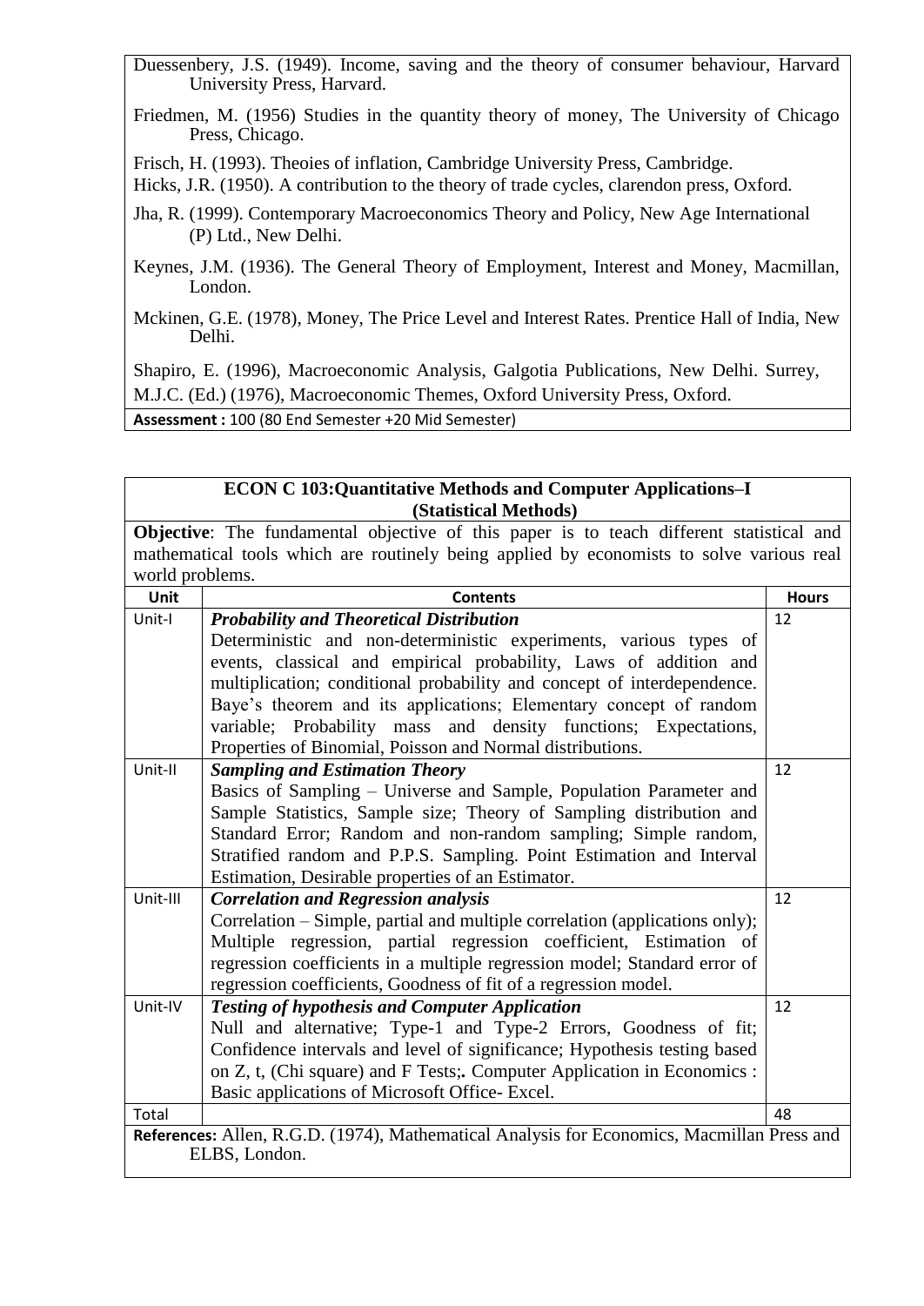Duessenbery, J.S. (1949). Income, saving and the theory of consumer behaviour, Harvard University Press, Harvard.

Friedmen, M. (1956) Studies in the quantity theory of money, The University of Chicago Press, Chicago.

Frisch, H. (1993). Theoies of inflation, Cambridge University Press, Cambridge.

Hicks, J.R. (1950). A contribution to the theory of trade cycles, clarendon press, Oxford.

Jha, R. (1999). Contemporary Macroeconomics Theory and Policy, New Age International (P) Ltd., New Delhi.

Keynes, J.M. (1936). The General Theory of Employment, Interest and Money, Macmillan, London.

Mckinen, G.E. (1978), Money, The Price Level and Interest Rates. Prentice Hall of India, New Delhi.

Shapiro, E. (1996), Macroeconomic Analysis, Galgotia Publications, New Delhi. Surrey, M.J.C. (Ed.) (1976), Macroeconomic Themes, Oxford University Press, Oxford.

**Assessment :** 100 (80 End Semester +20 Mid Semester)

## ECON C 103:Quantitative Methods and Computer Applications–I (Statistical Methods)

**Objective**: The fundamental objective of this paper is to teach different statistical and mathematical tools which are routinely being applied by economists to solve various real world problems.

| Unit | Contents | Hours |
|---|---|---|
| Unit-I | ***Probability and Theoretical Distribution*** Deterministic and non-deterministic experiments, various types of events, classical and empirical probability, Laws of addition and multiplication; conditional probability and concept of interdependence. Baye's theorem and its applications; Elementary concept of random variable; Probability mass and density functions; Expectations, Properties of Binomial, Poisson and Normal distributions. | 12 |
| Unit-II | ***Sampling and Estimation Theory*** Basics of Sampling – Universe and Sample, Population Parameter and Sample Statistics, Sample size; Theory of Sampling distribution and Standard Error; Random and non-random sampling; Simple random, Stratified random and P.P.S. Sampling. Point Estimation and Interval Estimation, Desirable properties of an Estimator. | 12 |
| Unit-III | ***Correlation and Regression analysis*** Correlation – Simple, partial and multiple correlation (applications only); Multiple regression, partial regression coefficient, Estimation of regression coefficients in a multiple regression model; Standard error of regression coefficients, Goodness of fit of a regression model. | 12 |
| Unit-IV | ***Testing of hypothesis and Computer Application*** Null and alternative; Type-1 and Type-2 Errors, Goodness of fit; Confidence intervals and level of significance; Hypothesis testing based on Z, t, (Chi square) and F Tests;**.** Computer Application in Economics : Basic applications of Microsoft Office- Excel. | 12 |
| Total | | 48 |

**References:** Allen, R.G.D. (1974), Mathematical Analysis for Economics, Macmillan Press and ELBS, London.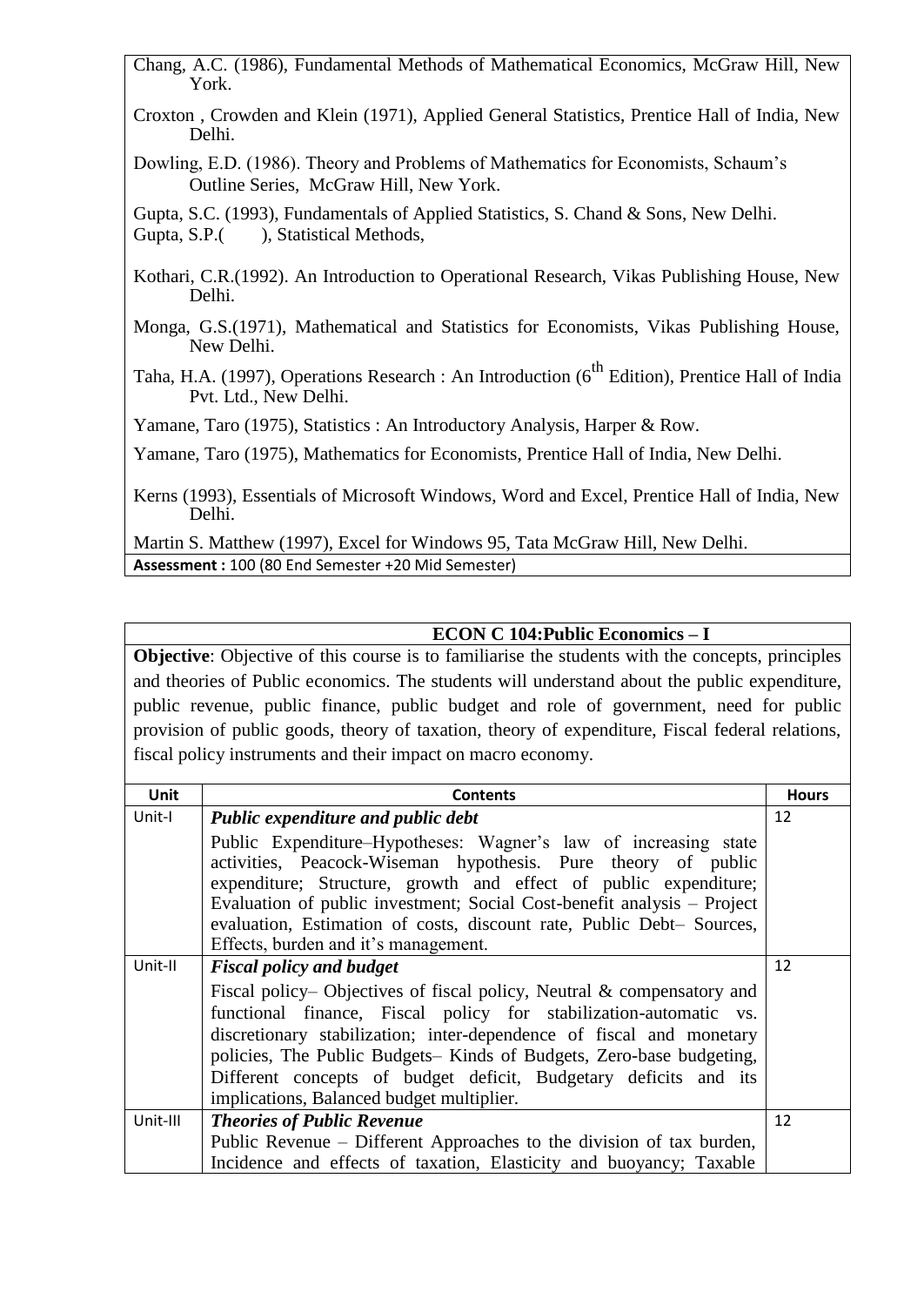Chang, A.C. (1986), Fundamental Methods of Mathematical Economics, McGraw Hill, New York.

Croxton , Crowden and Klein (1971), Applied General Statistics, Prentice Hall of India, New Delhi.

Dowling, E.D. (1986). Theory and Problems of Mathematics for Economists, Schaum's Outline Series, McGraw Hill, New York.

Gupta, S.C. (1993), Fundamentals of Applied Statistics, S. Chand & Sons, New Delhi.
Gupta, S.P.( ), Statistical Methods,

Kothari, C.R.(1992). An Introduction to Operational Research, Vikas Publishing House, New Delhi.

Monga, G.S.(1971), Mathematical and Statistics for Economists, Vikas Publishing House, New Delhi.

Taha, H.A. (1997), Operations Research : An Introduction (6th Edition), Prentice Hall of India Pvt. Ltd., New Delhi.

Yamane, Taro (1975), Statistics : An Introductory Analysis, Harper & Row.

Yamane, Taro (1975), Mathematics for Economists, Prentice Hall of India, New Delhi.

Kerns (1993), Essentials of Microsoft Windows, Word and Excel, Prentice Hall of India, New Delhi.

Martin S. Matthew (1997), Excel for Windows 95, Tata McGraw Hill, New Delhi.

**Assessment :** 100 (80 End Semester +20 Mid Semester)

## ECON C 104:Public Economics – I

**Objective**: Objective of this course is to familiarise the students with the concepts, principles and theories of Public economics. The students will understand about the public expenditure, public revenue, public finance, public budget and role of government, need for public provision of public goods, theory of taxation, theory of expenditure, Fiscal federal relations, fiscal policy instruments and their impact on macro economy.

| Unit | Contents | Hours |
|---|---|---|
| Unit-I | ***Public expenditure and public debt*** Public Expenditure–Hypotheses: Wagner's law of increasing state activities, Peacock-Wiseman hypothesis. Pure theory of public expenditure; Structure, growth and effect of public expenditure; Evaluation of public investment; Social Cost-benefit analysis – Project evaluation, Estimation of costs, discount rate, Public Debt– Sources, Effects, burden and it's management. | 12 |
| Unit-II | ***Fiscal policy and budget*** Fiscal policy– Objectives of fiscal policy, Neutral & compensatory and functional finance, Fiscal policy for stabilization-automatic vs. discretionary stabilization; inter-dependence of fiscal and monetary policies, The Public Budgets– Kinds of Budgets, Zero-base budgeting, Different concepts of budget deficit, Budgetary deficits and its implications, Balanced budget multiplier. | 12 |
| Unit-III | ***Theories of Public Revenue*** Public Revenue – Different Approaches to the division of tax burden, Incidence and effects of taxation, Elasticity and buoyancy; Taxable | 12 |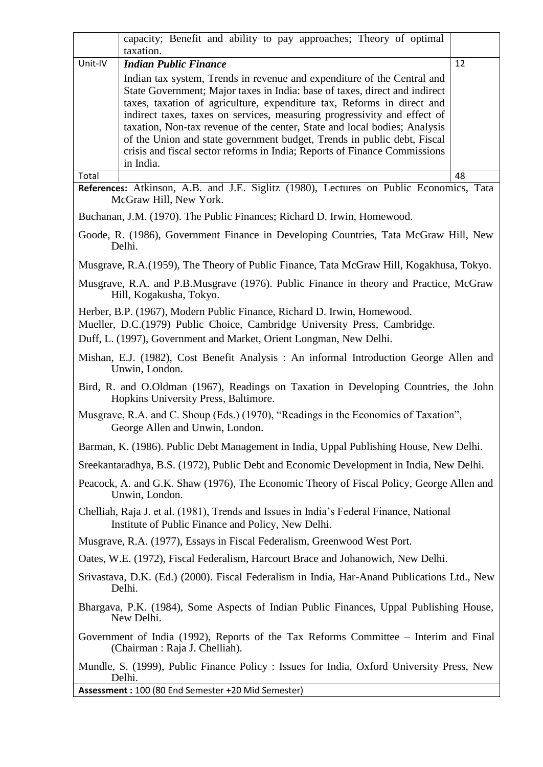|  | capacity; Benefit and ability to pay approaches; Theory of optimal taxation. |  |
|---|---|---|
| Unit-IV | ***Indian Public Finance*** <br> Indian tax system, Trends in revenue and expenditure of the Central and State Government; Major taxes in India: base of taxes, direct and indirect taxes, taxation of agriculture, expenditure tax, Reforms in direct and indirect taxes, taxes on services, measuring progressivity and effect of taxation, Non-tax revenue of the center, State and local bodies; Analysis of the Union and state government budget, Trends in public debt, Fiscal crisis and fiscal sector reforms in India; Reports of Finance Commissions in India. | 12 |
| Total |  | 48 |

**References:** Atkinson, A.B. and J.E. Siglitz (1980), Lectures on Public Economics, Tata McGraw Hill, New York.

Buchanan, J.M. (1970). The Public Finances; Richard D. Irwin, Homewood.

Goode, R. (1986), Government Finance in Developing Countries, Tata McGraw Hill, New Delhi.

Musgrave, R.A.(1959), The Theory of Public Finance, Tata McGraw Hill, Kogakhusa, Tokyo.

Musgrave, R.A. and P.B.Musgrave (1976). Public Finance in theory and Practice, McGraw Hill, Kogakusha, Tokyo.

Herber, B.P. (1967), Modern Public Finance, Richard D. Irwin, Homewood.

Mueller, D.C.(1979) Public Choice, Cambridge University Press, Cambridge.

Duff, L. (1997), Government and Market, Orient Longman, New Delhi.

Mishan, E.J. (1982), Cost Benefit Analysis : An informal Introduction George Allen and Unwin, London.

Bird, R. and O.Oldman (1967), Readings on Taxation in Developing Countries, the John Hopkins University Press, Baltimore.

Musgrave, R.A. and C. Shoup (Eds.) (1970), "Readings in the Economics of Taxation", George Allen and Unwin, London.

Barman, K. (1986). Public Debt Management in India, Uppal Publishing House, New Delhi.

Sreekantaradhya, B.S. (1972), Public Debt and Economic Development in India, New Delhi.

Peacock, A. and G.K. Shaw (1976), The Economic Theory of Fiscal Policy, George Allen and Unwin, London.

Chelliah, Raja J. et al. (1981), Trends and Issues in India's Federal Finance, National Institute of Public Finance and Policy, New Delhi.

Musgrave, R.A. (1977), Essays in Fiscal Federalism, Greenwood West Port.

Oates, W.E. (1972), Fiscal Federalism, Harcourt Brace and Johanowich, New Delhi.

Srivastava, D.K. (Ed.) (2000). Fiscal Federalism in India, Har-Anand Publications Ltd., New Delhi.

Bhargava, P.K. (1984), Some Aspects of Indian Public Finances, Uppal Publishing House, New Delhi.

Government of India (1992), Reports of the Tax Reforms Committee – Interim and Final (Chairman : Raja J. Chelliah).

Mundle, S. (1999), Public Finance Policy : Issues for India, Oxford University Press, New Delhi.

**Assessment :** 100 (80 End Semester +20 Mid Semester)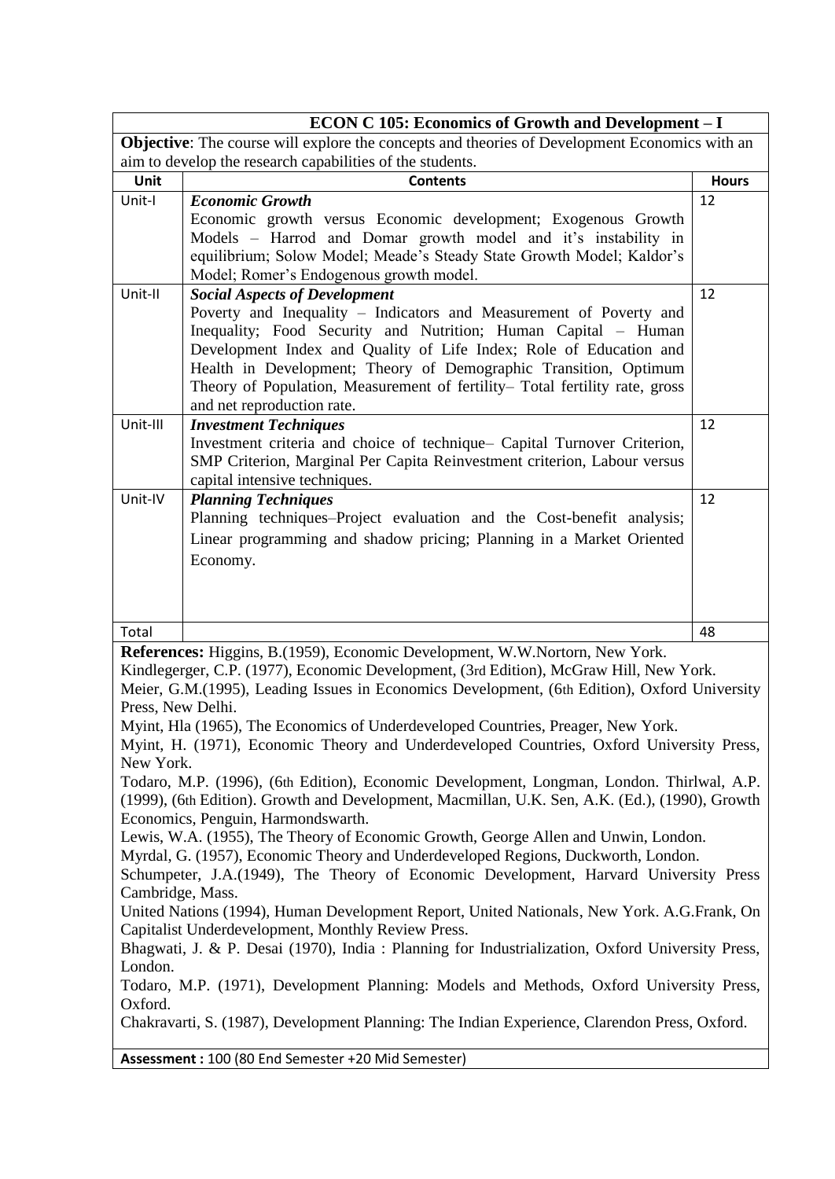## ECON C 105: Economics of Growth and Development – I

**Objective**: The course will explore the concepts and theories of Development Economics with an aim to develop the research capabilities of the students.

| Unit | Contents | Hours |
|---|---|---|
| Unit-I | ***Economic Growth*** Economic growth versus Economic development; Exogenous Growth Models – Harrod and Domar growth model and it's instability in equilibrium; Solow Model; Meade's Steady State Growth Model; Kaldor's Model; Romer's Endogenous growth model. | 12 |
| Unit-II | ***Social Aspects of Development*** Poverty and Inequality – Indicators and Measurement of Poverty and Inequality; Food Security and Nutrition; Human Capital – Human Development Index and Quality of Life Index; Role of Education and Health in Development; Theory of Demographic Transition, Optimum Theory of Population, Measurement of fertility– Total fertility rate, gross and net reproduction rate. | 12 |
| Unit-III | ***Investment Techniques*** Investment criteria and choice of technique– Capital Turnover Criterion, SMP Criterion, Marginal Per Capita Reinvestment criterion, Labour versus capital intensive techniques. | 12 |
| Unit-IV | ***Planning Techniques*** Planning techniques–Project evaluation and the Cost-benefit analysis; Linear programming and shadow pricing; Planning in a Market Oriented Economy. | 12 |
| Total | | 48 |

**References:** Higgins, B.(1959), Economic Development, W.W.Nortorn, New York.

Kindlegerger, C.P. (1977), Economic Development, (3rd Edition), McGraw Hill, New York.

Meier, G.M.(1995), Leading Issues in Economics Development, (6th Edition), Oxford University Press, New Delhi.

Myint, Hla (1965), The Economics of Underdeveloped Countries, Preager, New York.

Myint, H. (1971), Economic Theory and Underdeveloped Countries, Oxford University Press, New York.

Todaro, M.P. (1996), (6th Edition), Economic Development, Longman, London. Thirlwal, A.P. (1999), (6th Edition). Growth and Development, Macmillan, U.K. Sen, A.K. (Ed.), (1990), Growth Economics, Penguin, Harmondswarth.

Lewis, W.A. (1955), The Theory of Economic Growth, George Allen and Unwin, London.

Myrdal, G. (1957), Economic Theory and Underdeveloped Regions, Duckworth, London.

Schumpeter, J.A.(1949), The Theory of Economic Development, Harvard University Press Cambridge, Mass.

United Nations (1994), Human Development Report, United Nationals, New York. A.G.Frank, On Capitalist Underdevelopment, Monthly Review Press.

Bhagwati, J. & P. Desai (1970), India : Planning for Industrialization, Oxford University Press, London.

Todaro, M.P. (1971), Development Planning: Models and Methods, Oxford University Press, Oxford.

Chakravarti, S. (1987), Development Planning: The Indian Experience, Clarendon Press, Oxford.

**Assessment :** 100 (80 End Semester +20 Mid Semester)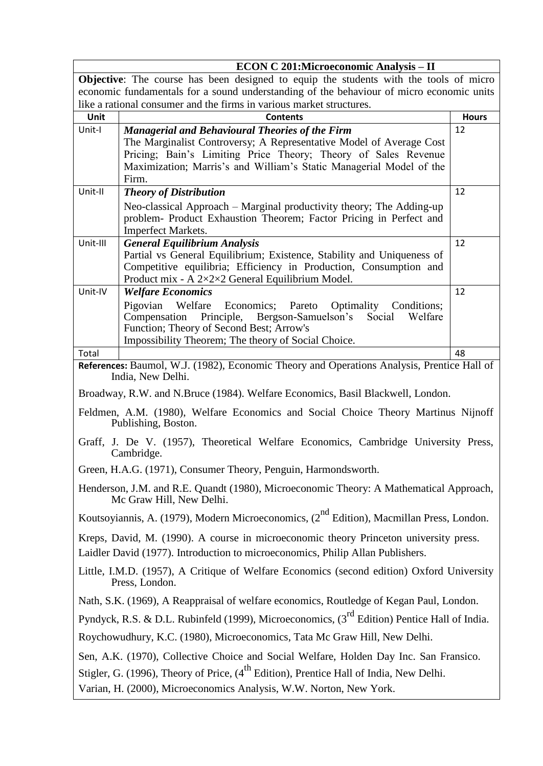## ECON C 201:Microeconomic Analysis – II

**Objective**: The course has been designed to equip the students with the tools of micro economic fundamentals for a sound understanding of the behaviour of micro economic units like a rational consumer and the firms in various market structures.

| Unit | Contents | Hours |
|---|---|---|
| Unit-I | ***Managerial and Behavioural Theories of the Firm*** The Marginalist Controversy; A Representative Model of Average Cost Pricing; Bain's Limiting Price Theory; Theory of Sales Revenue Maximization; Marris's and William's Static Managerial Model of the Firm. | 12 |
| Unit-II | ***Theory of Distribution*** Neo-classical Approach – Marginal productivity theory; The Adding-up problem- Product Exhaustion Theorem; Factor Pricing in Perfect and Imperfect Markets. | 12 |
| Unit-III | ***General Equilibrium Analysis*** Partial vs General Equilibrium; Existence, Stability and Uniqueness of Competitive equilibria; Efficiency in Production, Consumption and Product mix - A 2×2×2 General Equilibrium Model. | 12 |
| Unit-IV | ***Welfare Economics*** Pigovian Welfare Economics; Pareto Optimality Conditions; Compensation Principle, Bergson-Samuelson's Social Welfare Function; Theory of Second Best; Arrow's Impossibility Theorem; The theory of Social Choice. | 12 |
| Total | | 48 |

**References:** Baumol, W.J. (1982), Economic Theory and Operations Analysis, Prentice Hall of India, New Delhi.

Broadway, R.W. and N.Bruce (1984). Welfare Economics, Basil Blackwell, London.

Feldmen, A.M. (1980), Welfare Economics and Social Choice Theory Martinus Nijnoff Publishing, Boston.

Graff, J. De V. (1957), Theoretical Welfare Economics, Cambridge University Press, Cambridge.

Green, H.A.G. (1971), Consumer Theory, Penguin, Harmondsworth.

Henderson, J.M. and R.E. Quandt (1980), Microeconomic Theory: A Mathematical Approach, Mc Graw Hill, New Delhi.

Koutsoyiannis, A. (1979), Modern Microeconomics, (2nd Edition), Macmillan Press, London.

Kreps, David, M. (1990). A course in microeconomic theory Princeton university press.

Laidler David (1977). Introduction to microeconomics, Philip Allan Publishers.

Little, I.M.D. (1957), A Critique of Welfare Economics (second edition) Oxford University Press, London.

Nath, S.K. (1969), A Reappraisal of welfare economics, Routledge of Kegan Paul, London.

Pyndyck, R.S. & D.L. Rubinfeld (1999), Microeconomics, (3rd Edition) Pentice Hall of India.

Roychowudhury, K.C. (1980), Microeconomics, Tata Mc Graw Hill, New Delhi.

Sen, A.K. (1970), Collective Choice and Social Welfare, Holden Day Inc. San Fransico.

Stigler, G. (1996), Theory of Price, (4th Edition), Prentice Hall of India, New Delhi.

Varian, H. (2000), Microeconomics Analysis, W.W. Norton, New York.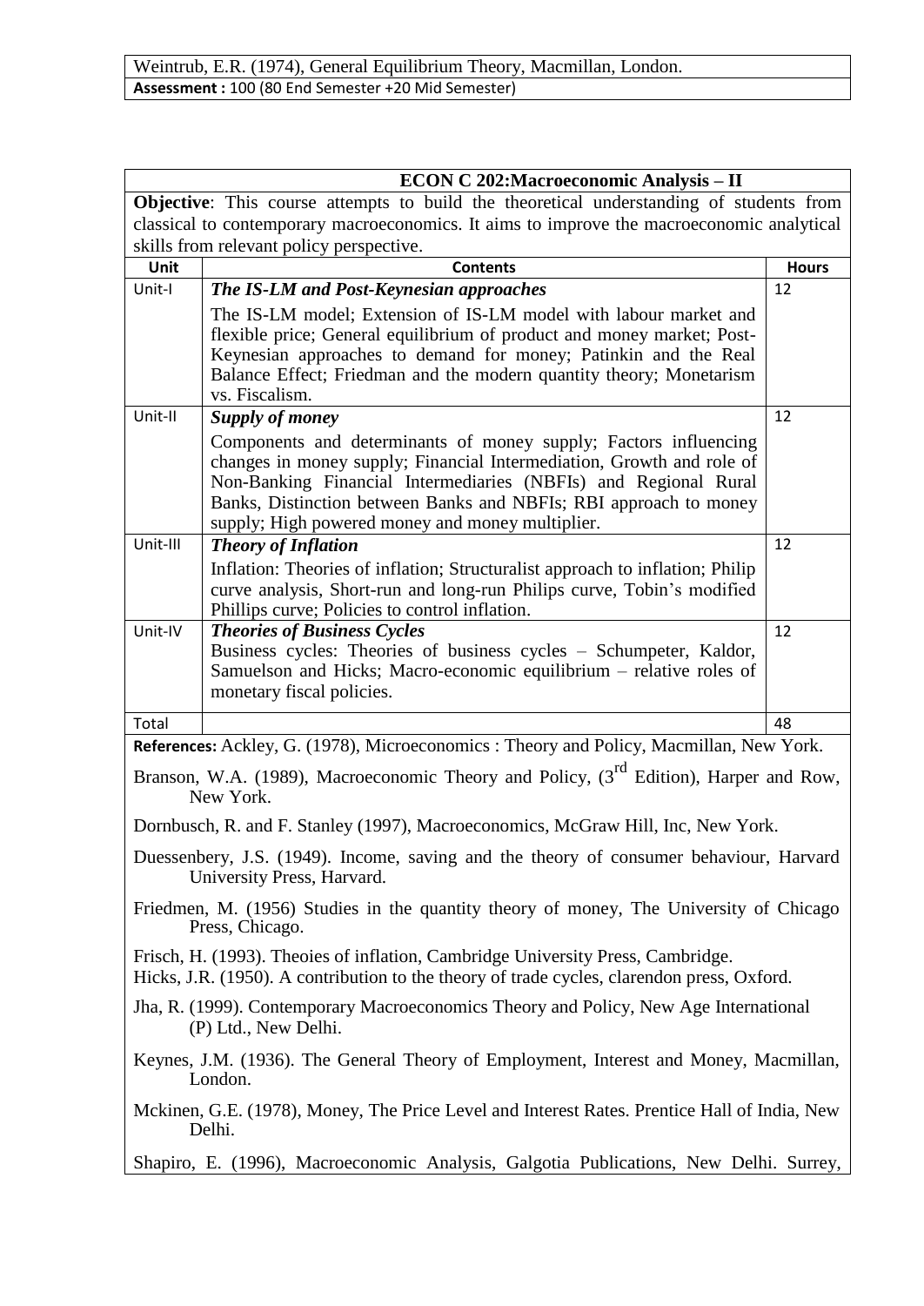Weintrub, E.R. (1974), General Equilibrium Theory, Macmillan, London.

**Assessment :** 100 (80 End Semester +20 Mid Semester)

## ECON C 202:Macroeconomic Analysis – II

**Objective**: This course attempts to build the theoretical understanding of students from classical to contemporary macroeconomics. It aims to improve the macroeconomic analytical skills from relevant policy perspective.

| Unit | Contents | Hours |
|---|---|---|
| Unit-I | ***The IS-LM and Post-Keynesian approaches*** The IS-LM model; Extension of IS-LM model with labour market and flexible price; General equilibrium of product and money market; Post-Keynesian approaches to demand for money; Patinkin and the Real Balance Effect; Friedman and the modern quantity theory; Monetarism vs. Fiscalism. | 12 |
| Unit-II | ***Supply of money*** Components and determinants of money supply; Factors influencing changes in money supply; Financial Intermediation, Growth and role of Non-Banking Financial Intermediaries (NBFIs) and Regional Rural Banks, Distinction between Banks and NBFIs; RBI approach to money supply; High powered money and money multiplier. | 12 |
| Unit-III | ***Theory of Inflation*** Inflation: Theories of inflation; Structuralist approach to inflation; Philip curve analysis, Short-run and long-run Philips curve, Tobin's modified Phillips curve; Policies to control inflation. | 12 |
| Unit-IV | ***Theories of Business Cycles*** Business cycles: Theories of business cycles – Schumpeter, Kaldor, Samuelson and Hicks; Macro-economic equilibrium – relative roles of monetary fiscal policies. | 12 |
| Total | | 48 |

**References:** Ackley, G. (1978), Microeconomics : Theory and Policy, Macmillan, New York.

Branson, W.A. (1989), Macroeconomic Theory and Policy, (3rd Edition), Harper and Row, New York.

Dornbusch, R. and F. Stanley (1997), Macroeconomics, McGraw Hill, Inc, New York.

Duessenbery, J.S. (1949). Income, saving and the theory of consumer behaviour, Harvard University Press, Harvard.

Friedmen, M. (1956) Studies in the quantity theory of money, The University of Chicago Press, Chicago.

Frisch, H. (1993). Theoies of inflation, Cambridge University Press, Cambridge.

Hicks, J.R. (1950). A contribution to the theory of trade cycles, clarendon press, Oxford.

Jha, R. (1999). Contemporary Macroeconomics Theory and Policy, New Age International (P) Ltd., New Delhi.

Keynes, J.M. (1936). The General Theory of Employment, Interest and Money, Macmillan, London.

Mckinen, G.E. (1978), Money, The Price Level and Interest Rates. Prentice Hall of India, New Delhi.

Shapiro, E. (1996), Macroeconomic Analysis, Galgotia Publications, New Delhi. Surrey,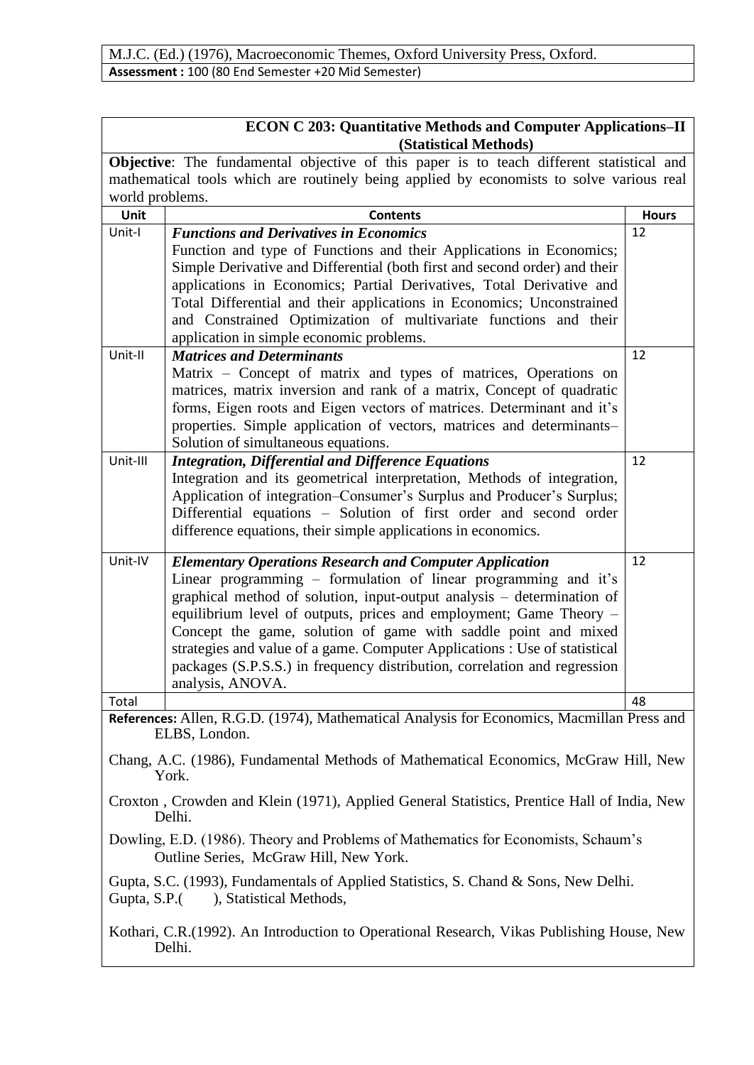M.J.C. (Ed.) (1976), Macroeconomic Themes, Oxford University Press, Oxford.

**Assessment :** 100 (80 End Semester +20 Mid Semester)

## ECON C 203: Quantitative Methods and Computer Applications–II (Statistical Methods)

**Objective**: The fundamental objective of this paper is to teach different statistical and mathematical tools which are routinely being applied by economists to solve various real world problems.

| Unit | Contents | Hours |
|---|---|---|
| Unit-I | ***Functions and Derivatives in Economics*** Function and type of Functions and their Applications in Economics; Simple Derivative and Differential (both first and second order) and their applications in Economics; Partial Derivatives, Total Derivative and Total Differential and their applications in Economics; Unconstrained and Constrained Optimization of multivariate functions and their application in simple economic problems. | 12 |
| Unit-II | ***Matrices and Determinants*** Matrix – Concept of matrix and types of matrices, Operations on matrices, matrix inversion and rank of a matrix, Concept of quadratic forms, Eigen roots and Eigen vectors of matrices. Determinant and it's properties. Simple application of vectors, matrices and determinants– Solution of simultaneous equations. | 12 |
| Unit-III | ***Integration, Differential and Difference Equations*** Integration and its geometrical interpretation, Methods of integration, Application of integration–Consumer's Surplus and Producer's Surplus; Differential equations – Solution of first order and second order difference equations, their simple applications in economics. | 12 |
| Unit-IV | ***Elementary Operations Research and Computer Application*** Linear programming – formulation of linear programming and it's graphical method of solution, input-output analysis – determination of equilibrium level of outputs, prices and employment; Game Theory – Concept the game, solution of game with saddle point and mixed strategies and value of a game. Computer Applications : Use of statistical packages (S.P.S.S.) in frequency distribution, correlation and regression analysis, ANOVA. | 12 |
| Total | | 48 |

**References:** Allen, R.G.D. (1974), Mathematical Analysis for Economics, Macmillan Press and ELBS, London.

Chang, A.C. (1986), Fundamental Methods of Mathematical Economics, McGraw Hill, New York.

Croxton , Crowden and Klein (1971), Applied General Statistics, Prentice Hall of India, New Delhi.

Dowling, E.D. (1986). Theory and Problems of Mathematics for Economists, Schaum's Outline Series, McGraw Hill, New York.

Gupta, S.C. (1993), Fundamentals of Applied Statistics, S. Chand & Sons, New Delhi.

Gupta, S.P.( ), Statistical Methods,

Kothari, C.R.(1992). An Introduction to Operational Research, Vikas Publishing House, New Delhi.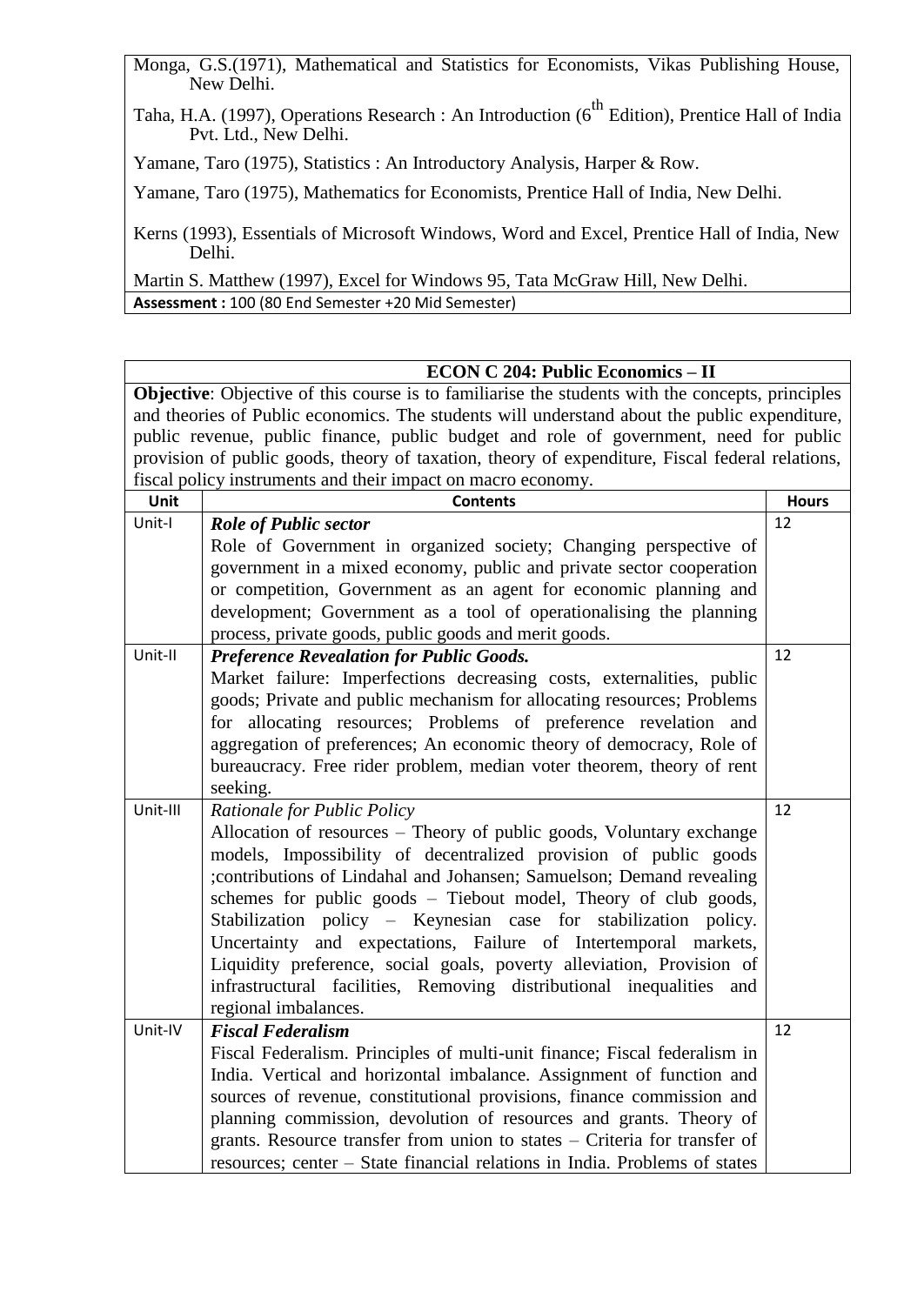Monga, G.S.(1971), Mathematical and Statistics for Economists, Vikas Publishing House, New Delhi.

Taha, H.A. (1997), Operations Research : An Introduction (6th Edition), Prentice Hall of India Pvt. Ltd., New Delhi.

Yamane, Taro (1975), Statistics : An Introductory Analysis, Harper & Row.

Yamane, Taro (1975), Mathematics for Economists, Prentice Hall of India, New Delhi.

Kerns (1993), Essentials of Microsoft Windows, Word and Excel, Prentice Hall of India, New Delhi.

Martin S. Matthew (1997), Excel for Windows 95, Tata McGraw Hill, New Delhi.

**Assessment :** 100 (80 End Semester +20 Mid Semester)

## ECON C 204: Public Economics – II

**Objective**: Objective of this course is to familiarise the students with the concepts, principles and theories of Public economics. The students will understand about the public expenditure, public revenue, public finance, public budget and role of government, need for public provision of public goods, theory of taxation, theory of expenditure, Fiscal federal relations, fiscal policy instruments and their impact on macro economy.

| Unit | Contents | Hours |
|---|---|---|
| Unit-I | ***Role of Public sector*** Role of Government in organized society; Changing perspective of government in a mixed economy, public and private sector cooperation or competition, Government as an agent for economic planning and development; Government as a tool of operationalising the planning process, private goods, public goods and merit goods. | 12 |
| Unit-II | ***Preference Revealation for Public Goods.*** Market failure: Imperfections decreasing costs, externalities, public goods; Private and public mechanism for allocating resources; Problems for allocating resources; Problems of preference revelation and aggregation of preferences; An economic theory of democracy, Role of bureaucracy. Free rider problem, median voter theorem, theory of rent seeking. | 12 |
| Unit-III | *Rationale for Public Policy* Allocation of resources – Theory of public goods, Voluntary exchange models, Impossibility of decentralized provision of public goods ;contributions of Lindahal and Johansen; Samuelson; Demand revealing schemes for public goods – Tiebout model, Theory of club goods, Stabilization policy – Keynesian case for stabilization policy. Uncertainty and expectations, Failure of Intertemporal markets, Liquidity preference, social goals, poverty alleviation, Provision of infrastructural facilities, Removing distributional inequalities and regional imbalances. | 12 |
| Unit-IV | ***Fiscal Federalism*** Fiscal Federalism. Principles of multi-unit finance; Fiscal federalism in India. Vertical and horizontal imbalance. Assignment of function and sources of revenue, constitutional provisions, finance commission and planning commission, devolution of resources and grants. Theory of grants. Resource transfer from union to states – Criteria for transfer of resources; center – State financial relations in India. Problems of states | 12 |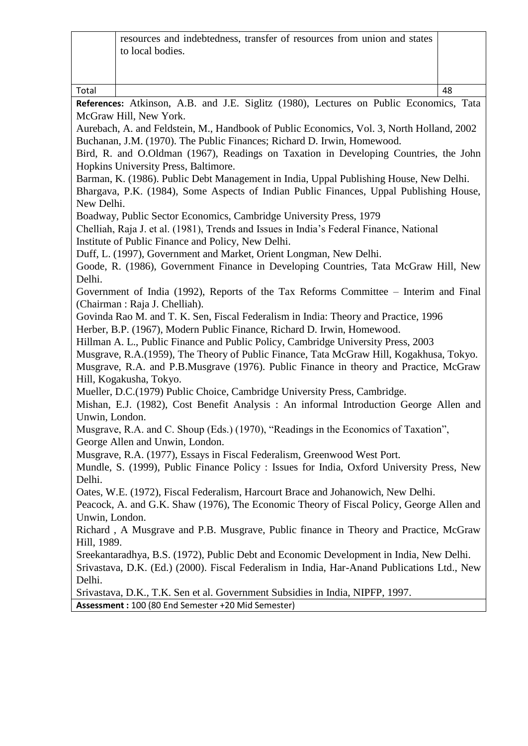|  | resources and indebtedness, transfer of resources from union and states to local bodies. |  |
| --- | --- | --- |
| Total |  | 48 |

**References:** Atkinson, A.B. and J.E. Siglitz (1980), Lectures on Public Economics, Tata McGraw Hill, New York.

Aurebach, A. and Feldstein, M., Handbook of Public Economics, Vol. 3, North Holland, 2002

Buchanan, J.M. (1970). The Public Finances; Richard D. Irwin, Homewood.

Bird, R. and O.Oldman (1967), Readings on Taxation in Developing Countries, the John Hopkins University Press, Baltimore.

Barman, K. (1986). Public Debt Management in India, Uppal Publishing House, New Delhi.

Bhargava, P.K. (1984), Some Aspects of Indian Public Finances, Uppal Publishing House, New Delhi.

Boadway, Public Sector Economics, Cambridge University Press, 1979

Chelliah, Raja J. et al. (1981), Trends and Issues in India's Federal Finance, National Institute of Public Finance and Policy, New Delhi.

Duff, L. (1997), Government and Market, Orient Longman, New Delhi.

Goode, R. (1986), Government Finance in Developing Countries, Tata McGraw Hill, New Delhi.

Government of India (1992), Reports of the Tax Reforms Committee – Interim and Final (Chairman : Raja J. Chelliah).

Govinda Rao M. and T. K. Sen, Fiscal Federalism in India: Theory and Practice, 1996

Herber, B.P. (1967), Modern Public Finance, Richard D. Irwin, Homewood.

Hillman A. L., Public Finance and Public Policy, Cambridge University Press, 2003

Musgrave, R.A.(1959), The Theory of Public Finance, Tata McGraw Hill, Kogakhusa, Tokyo.

Musgrave, R.A. and P.B.Musgrave (1976). Public Finance in theory and Practice, McGraw Hill, Kogakusha, Tokyo.

Mueller, D.C.(1979) Public Choice, Cambridge University Press, Cambridge.

Mishan, E.J. (1982), Cost Benefit Analysis : An informal Introduction George Allen and Unwin, London.

Musgrave, R.A. and C. Shoup (Eds.) (1970), "Readings in the Economics of Taxation", George Allen and Unwin, London.

Musgrave, R.A. (1977), Essays in Fiscal Federalism, Greenwood West Port.

Mundle, S. (1999), Public Finance Policy : Issues for India, Oxford University Press, New Delhi.

Oates, W.E. (1972), Fiscal Federalism, Harcourt Brace and Johanowich, New Delhi.

Peacock, A. and G.K. Shaw (1976), The Economic Theory of Fiscal Policy, George Allen and Unwin, London.

Richard , A Musgrave and P.B. Musgrave, Public finance in Theory and Practice, McGraw Hill, 1989.

Sreekantaradhya, B.S. (1972), Public Debt and Economic Development in India, New Delhi.

Srivastava, D.K. (Ed.) (2000). Fiscal Federalism in India, Har-Anand Publications Ltd., New Delhi.

Srivastava, D.K., T.K. Sen et al. Government Subsidies in India, NIPFP, 1997.

**Assessment :** 100 (80 End Semester +20 Mid Semester)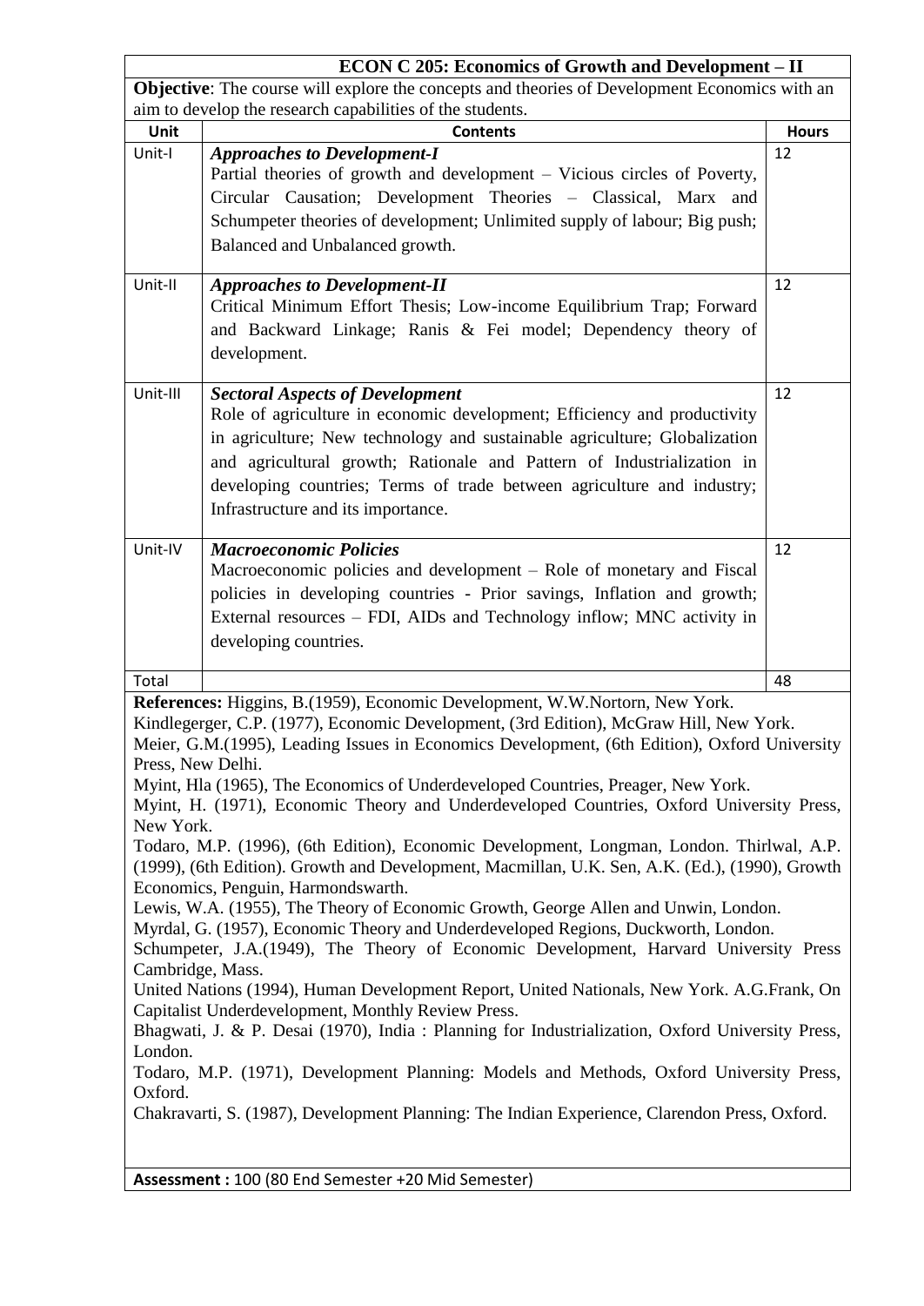## ECON C 205: Economics of Growth and Development – II

**Objective**: The course will explore the concepts and theories of Development Economics with an aim to develop the research capabilities of the students.

| Unit | Contents | Hours |
|---|---|---|
| Unit-I | ***Approaches to Development-I*** Partial theories of growth and development – Vicious circles of Poverty, Circular Causation; Development Theories – Classical, Marx and Schumpeter theories of development; Unlimited supply of labour; Big push; Balanced and Unbalanced growth. | 12 |
| Unit-II | ***Approaches to Development-II*** Critical Minimum Effort Thesis; Low-income Equilibrium Trap; Forward and Backward Linkage; Ranis & Fei model; Dependency theory of development. | 12 |
| Unit-III | ***Sectoral Aspects of Development*** Role of agriculture in economic development; Efficiency and productivity in agriculture; New technology and sustainable agriculture; Globalization and agricultural growth; Rationale and Pattern of Industrialization in developing countries; Terms of trade between agriculture and industry; Infrastructure and its importance. | 12 |
| Unit-IV | ***Macroeconomic Policies*** Macroeconomic policies and development – Role of monetary and Fiscal policies in developing countries - Prior savings, Inflation and growth; External resources – FDI, AIDs and Technology inflow; MNC activity in developing countries. | 12 |
| Total | | 48 |

**References:** Higgins, B.(1959), Economic Development, W.W.Nortorn, New York.
Kindlegerger, C.P. (1977), Economic Development, (3rd Edition), McGraw Hill, New York.
Meier, G.M.(1995), Leading Issues in Economics Development, (6th Edition), Oxford University Press, New Delhi.
Myint, Hla (1965), The Economics of Underdeveloped Countries, Preager, New York.
Myint, H. (1971), Economic Theory and Underdeveloped Countries, Oxford University Press, New York.
Todaro, M.P. (1996), (6th Edition), Economic Development, Longman, London. Thirlwal, A.P. (1999), (6th Edition). Growth and Development, Macmillan, U.K. Sen, A.K. (Ed.), (1990), Growth Economics, Penguin, Harmondswarth.
Lewis, W.A. (1955), The Theory of Economic Growth, George Allen and Unwin, London.
Myrdal, G. (1957), Economic Theory and Underdeveloped Regions, Duckworth, London.
Schumpeter, J.A.(1949), The Theory of Economic Development, Harvard University Press Cambridge, Mass.
United Nations (1994), Human Development Report, United Nationals, New York. A.G.Frank, On Capitalist Underdevelopment, Monthly Review Press.
Bhagwati, J. & P. Desai (1970), India : Planning for Industrialization, Oxford University Press, London.
Todaro, M.P. (1971), Development Planning: Models and Methods, Oxford University Press, Oxford.
Chakravarti, S. (1987), Development Planning: The Indian Experience, Clarendon Press, Oxford.

**Assessment :** 100 (80 End Semester +20 Mid Semester)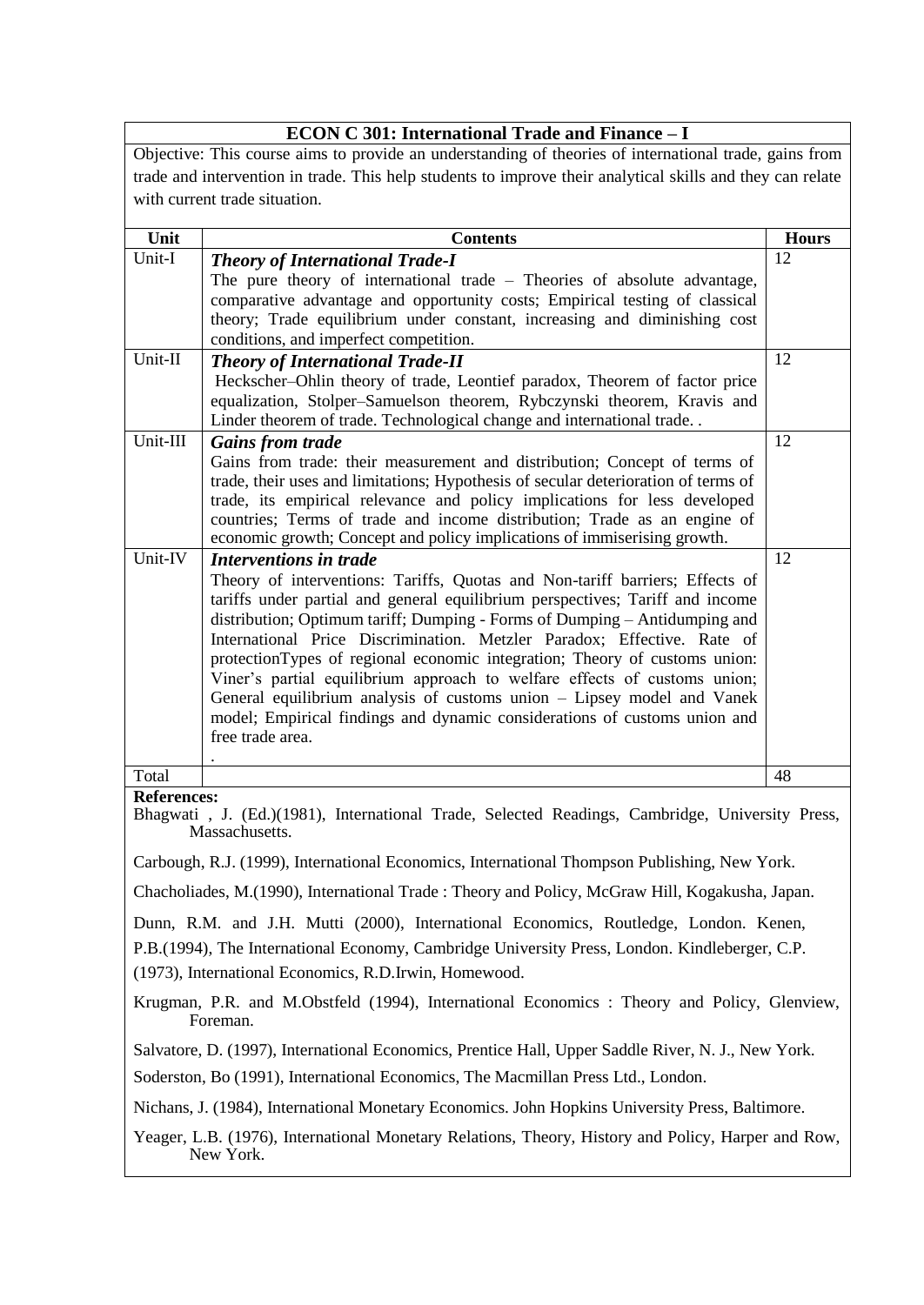## ECON C 301: International Trade and Finance – I

Objective: This course aims to provide an understanding of theories of international trade, gains from trade and intervention in trade. This help students to improve their analytical skills and they can relate with current trade situation.

| Unit | Contents | Hours |
|---|---|---|
| Unit-I | ***Theory of International Trade-I*** The pure theory of international trade – Theories of absolute advantage, comparative advantage and opportunity costs; Empirical testing of classical theory; Trade equilibrium under constant, increasing and diminishing cost conditions, and imperfect competition. | 12 |
| Unit-II | ***Theory of International Trade-II*** Heckscher–Ohlin theory of trade, Leontief paradox, Theorem of factor price equalization, Stolper–Samuelson theorem, Rybczynski theorem, Kravis and Linder theorem of trade. Technological change and international trade. . | 12 |
| Unit-III | ***Gains from trade*** Gains from trade: their measurement and distribution; Concept of terms of trade, their uses and limitations; Hypothesis of secular deterioration of terms of trade, its empirical relevance and policy implications for less developed countries; Terms of trade and income distribution; Trade as an engine of economic growth; Concept and policy implications of immiserising growth. | 12 |
| Unit-IV | ***Interventions in trade*** Theory of interventions: Tariffs, Quotas and Non-tariff barriers; Effects of tariffs under partial and general equilibrium perspectives; Tariff and income distribution; Optimum tariff; Dumping - Forms of Dumping – Antidumping and International Price Discrimination. Metzler Paradox; Effective. Rate of protectionTypes of regional economic integration; Theory of customs union: Viner's partial equilibrium approach to welfare effects of customs union; General equilibrium analysis of customs union – Lipsey model and Vanek model; Empirical findings and dynamic considerations of customs union and free trade area. . | 12 |
| Total | | 48 |

**References:**

Bhagwati , J. (Ed.)(1981), International Trade, Selected Readings, Cambridge, University Press, Massachusetts.

Carbough, R.J. (1999), International Economics, International Thompson Publishing, New York.

Chacholiades, M.(1990), International Trade : Theory and Policy, McGraw Hill, Kogakusha, Japan.

Dunn, R.M. and J.H. Mutti (2000), International Economics, Routledge, London. Kenen, P.B.(1994), The International Economy, Cambridge University Press, London. Kindleberger, C.P. (1973), International Economics, R.D.Irwin, Homewood.

Krugman, P.R. and M.Obstfeld (1994), International Economics : Theory and Policy, Glenview, Foreman.

Salvatore, D. (1997), International Economics, Prentice Hall, Upper Saddle River, N. J., New York.

Soderston, Bo (1991), International Economics, The Macmillan Press Ltd., London.

Nichans, J. (1984), International Monetary Economics. John Hopkins University Press, Baltimore.

Yeager, L.B. (1976), International Monetary Relations, Theory, History and Policy, Harper and Row, New York.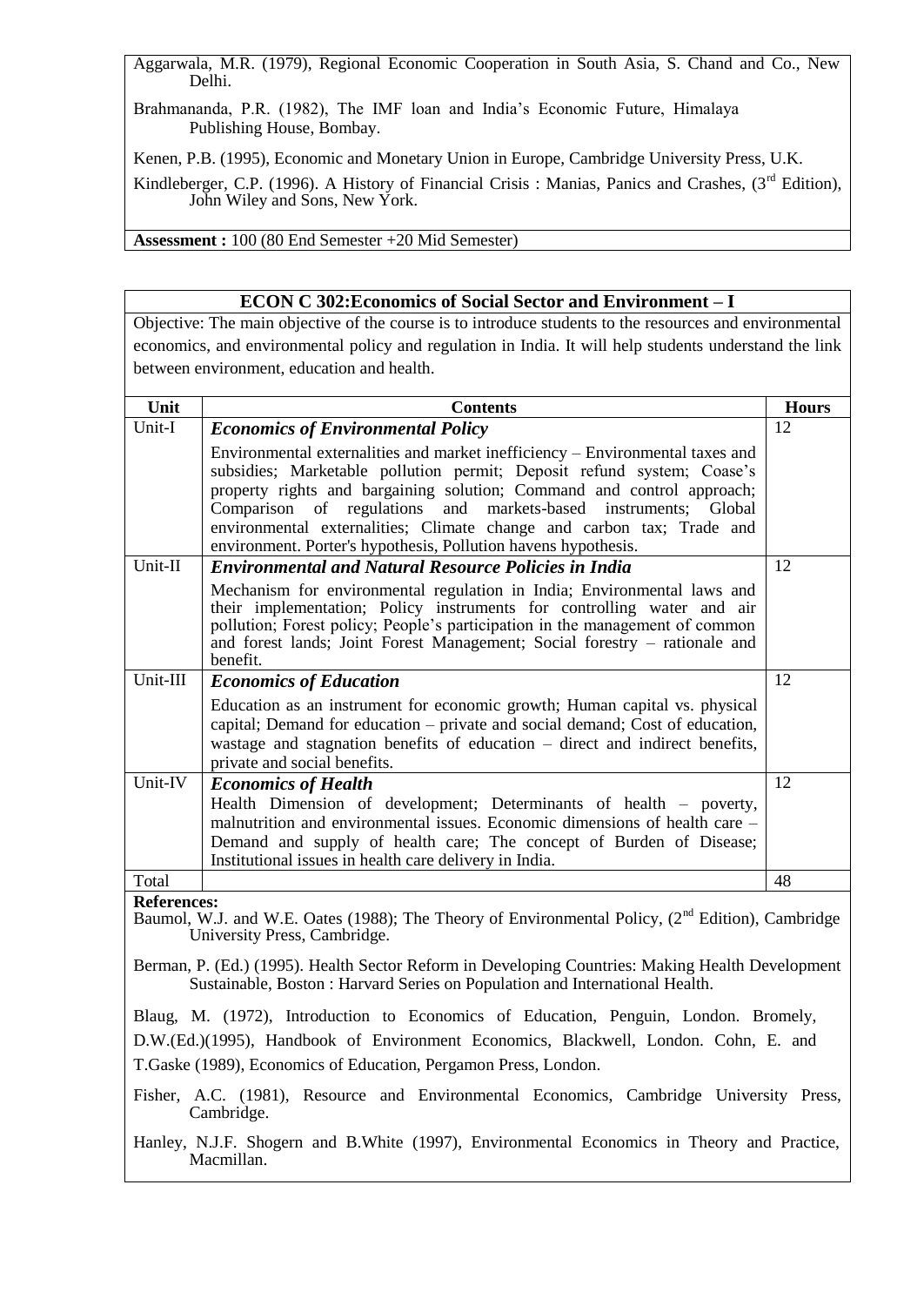Aggarwala, M.R. (1979), Regional Economic Cooperation in South Asia, S. Chand and Co., New Delhi.

Brahmananda, P.R. (1982), The IMF loan and India's Economic Future, Himalaya Publishing House, Bombay.

Kenen, P.B. (1995), Economic and Monetary Union in Europe, Cambridge University Press, U.K.

Kindleberger, C.P. (1996). A History of Financial Crisis : Manias, Panics and Crashes, (3rd Edition), John Wiley and Sons, New York.

**Assessment :** 100 (80 End Semester +20 Mid Semester)

## ECON C 302:Economics of Social Sector and Environment – I

Objective: The main objective of the course is to introduce students to the resources and environmental economics, and environmental policy and regulation in India. It will help students understand the link between environment, education and health.

| Unit | Contents | Hours |
|---|---|---|
| Unit-I | ***Economics of Environmental Policy*** Environmental externalities and market inefficiency – Environmental taxes and subsidies; Marketable pollution permit; Deposit refund system; Coase's property rights and bargaining solution; Command and control approach; Comparison of regulations and markets-based instruments; Global environmental externalities; Climate change and carbon tax; Trade and environment. Porter's hypothesis, Pollution havens hypothesis. | 12 |
| Unit-II | ***Environmental and Natural Resource Policies in India*** Mechanism for environmental regulation in India; Environmental laws and their implementation; Policy instruments for controlling water and air pollution; Forest policy; People's participation in the management of common and forest lands; Joint Forest Management; Social forestry – rationale and benefit. | 12 |
| Unit-III | ***Economics of Education*** Education as an instrument for economic growth; Human capital vs. physical capital; Demand for education – private and social demand; Cost of education, wastage and stagnation benefits of education – direct and indirect benefits, private and social benefits. | 12 |
| Unit-IV | ***Economics of Health*** Health Dimension of development; Determinants of health – poverty, malnutrition and environmental issues. Economic dimensions of health care – Demand and supply of health care; The concept of Burden of Disease; Institutional issues in health care delivery in India. | 12 |
| Total | | 48 |

**References:**

Baumol, W.J. and W.E. Oates (1988); The Theory of Environmental Policy, (2nd Edition), Cambridge University Press, Cambridge.

Berman, P. (Ed.) (1995). Health Sector Reform in Developing Countries: Making Health Development Sustainable, Boston : Harvard Series on Population and International Health.

Blaug, M. (1972), Introduction to Economics of Education, Penguin, London. Bromely, D.W.(Ed.)(1995), Handbook of Environment Economics, Blackwell, London. Cohn, E. and T.Gaske (1989), Economics of Education, Pergamon Press, London.

Fisher, A.C. (1981), Resource and Environmental Economics, Cambridge University Press, Cambridge.

Hanley, N.J.F. Shogern and B.White (1997), Environmental Economics in Theory and Practice, Macmillan.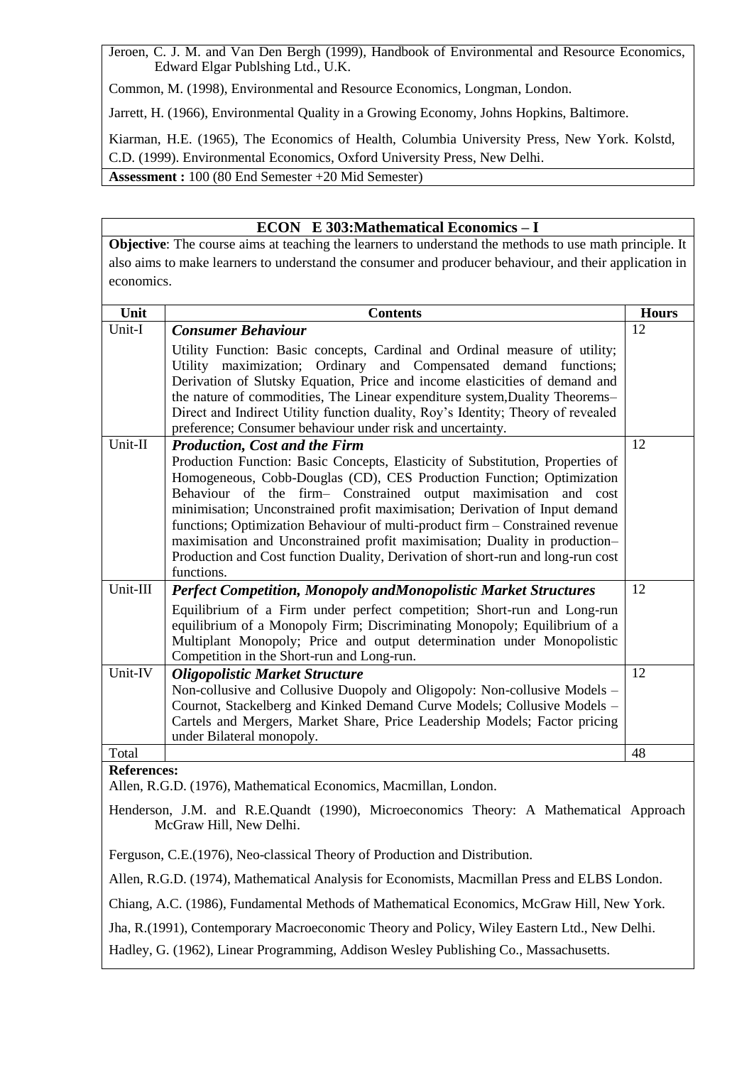Jeroen, C. J. M. and Van Den Bergh (1999), Handbook of Environmental and Resource Economics, Edward Elgar Publshing Ltd., U.K.

Common, M. (1998), Environmental and Resource Economics, Longman, London.

Jarrett, H. (1966), Environmental Quality in a Growing Economy, Johns Hopkins, Baltimore.

Kiarman, H.E. (1965), The Economics of Health, Columbia University Press, New York. Kolstd, C.D. (1999). Environmental Economics, Oxford University Press, New Delhi.

**Assessment :** 100 (80 End Semester +20 Mid Semester)

## ECON E 303:Mathematical Economics – I

**Objective**: The course aims at teaching the learners to understand the methods to use math principle. It also aims to make learners to understand the consumer and producer behaviour, and their application in economics.

| Unit | Contents | Hours |
|---|---|---|
| Unit-I | ***Consumer Behaviour*** Utility Function: Basic concepts, Cardinal and Ordinal measure of utility; Utility maximization; Ordinary and Compensated demand functions; Derivation of Slutsky Equation, Price and income elasticities of demand and the nature of commodities, The Linear expenditure system,Duality Theorems– Direct and Indirect Utility function duality, Roy's Identity; Theory of revealed preference; Consumer behaviour under risk and uncertainty. | 12 |
| Unit-II | ***Production, Cost and the Firm*** Production Function: Basic Concepts, Elasticity of Substitution, Properties of Homogeneous, Cobb-Douglas (CD), CES Production Function; Optimization Behaviour of the firm– Constrained output maximisation and cost minimisation; Unconstrained profit maximisation; Derivation of Input demand functions; Optimization Behaviour of multi-product firm – Constrained revenue maximisation and Unconstrained profit maximisation; Duality in production– Production and Cost function Duality, Derivation of short-run and long-run cost functions. | 12 |
| Unit-III | ***Perfect Competition, Monopoly andMonopolistic Market Structures*** Equilibrium of a Firm under perfect competition; Short-run and Long-run equilibrium of a Monopoly Firm; Discriminating Monopoly; Equilibrium of a Multiplant Monopoly; Price and output determination under Monopolistic Competition in the Short-run and Long-run. | 12 |
| Unit-IV | ***Oligopolistic Market Structure*** Non-collusive and Collusive Duopoly and Oligopoly: Non-collusive Models – Cournot, Stackelberg and Kinked Demand Curve Models; Collusive Models – Cartels and Mergers, Market Share, Price Leadership Models; Factor pricing under Bilateral monopoly. | 12 |
| Total | | 48 |

**References:**

Allen, R.G.D. (1976), Mathematical Economics, Macmillan, London.

Henderson, J.M. and R.E.Quandt (1990), Microeconomics Theory: A Mathematical Approach McGraw Hill, New Delhi.

Ferguson, C.E.(1976), Neo-classical Theory of Production and Distribution.

Allen, R.G.D. (1974), Mathematical Analysis for Economists, Macmillan Press and ELBS London.

Chiang, A.C. (1986), Fundamental Methods of Mathematical Economics, McGraw Hill, New York.

Jha, R.(1991), Contemporary Macroeconomic Theory and Policy, Wiley Eastern Ltd., New Delhi.

Hadley, G. (1962), Linear Programming, Addison Wesley Publishing Co., Massachusetts.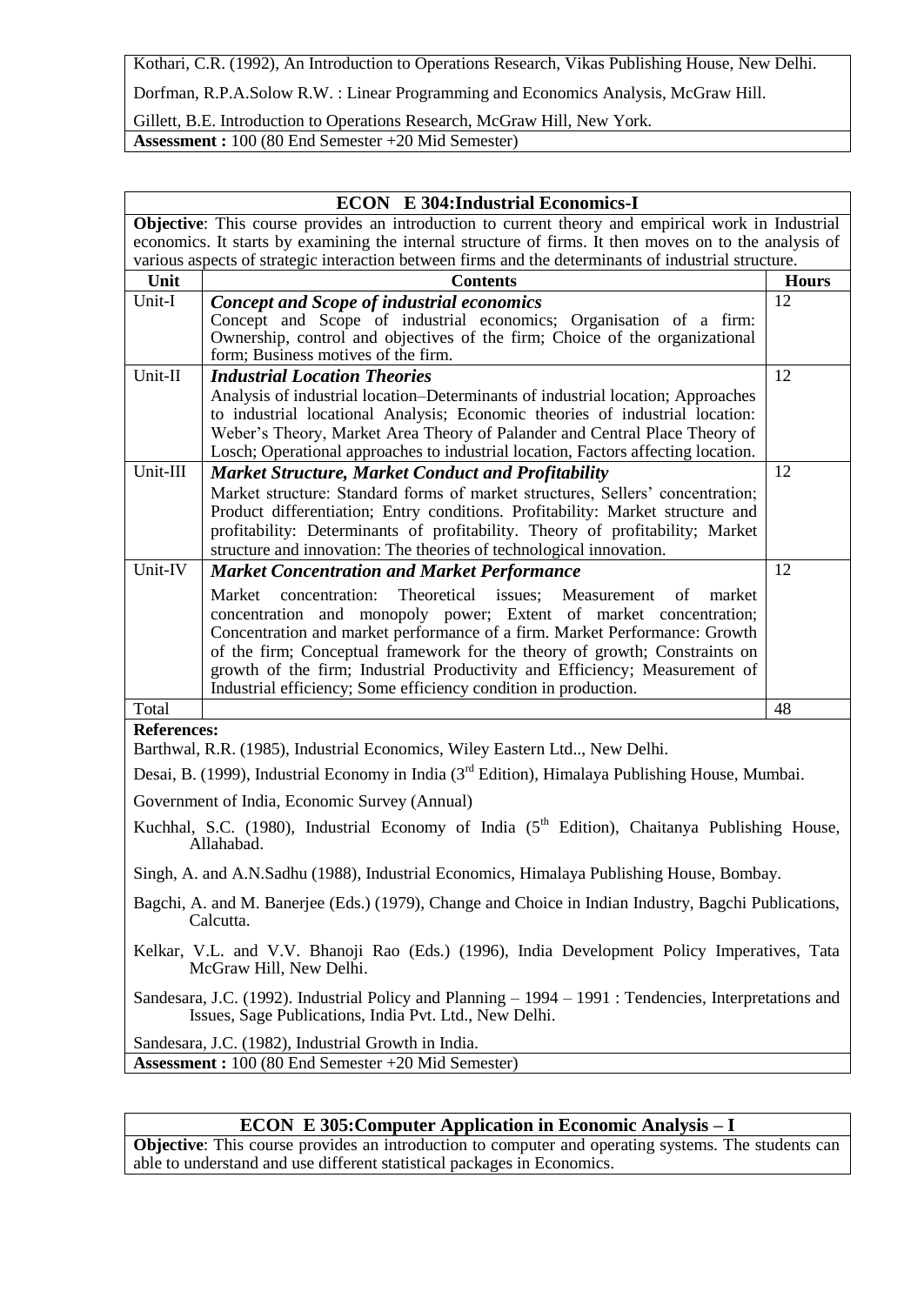Kothari, C.R. (1992), An Introduction to Operations Research, Vikas Publishing House, New Delhi.

Dorfman, R.P.A.Solow R.W. : Linear Programming and Economics Analysis, McGraw Hill.

Gillett, B.E. Introduction to Operations Research, McGraw Hill, New York.

**Assessment :** 100 (80 End Semester +20 Mid Semester)

## ECON E 304:Industrial Economics-I

**Objective**: This course provides an introduction to current theory and empirical work in Industrial economics. It starts by examining the internal structure of firms. It then moves on to the analysis of various aspects of strategic interaction between firms and the determinants of industrial structure.

| Unit | Contents | Hours |
|---|---|---|
| Unit-I | ***Concept and Scope of industrial economics*** Concept and Scope of industrial economics; Organisation of a firm: Ownership, control and objectives of the firm; Choice of the organizational form; Business motives of the firm. | 12 |
| Unit-II | ***Industrial Location Theories*** Analysis of industrial location–Determinants of industrial location; Approaches to industrial locational Analysis; Economic theories of industrial location: Weber's Theory, Market Area Theory of Palander and Central Place Theory of Losch; Operational approaches to industrial location, Factors affecting location. | 12 |
| Unit-III | ***Market Structure, Market Conduct and Profitability*** Market structure: Standard forms of market structures, Sellers' concentration; Product differentiation; Entry conditions. Profitability: Market structure and profitability: Determinants of profitability. Theory of profitability; Market structure and innovation: The theories of technological innovation. | 12 |
| Unit-IV | ***Market Concentration and Market Performance*** Market concentration: Theoretical issues; Measurement of market concentration and monopoly power; Extent of market concentration; Concentration and market performance of a firm. Market Performance: Growth of the firm; Conceptual framework for the theory of growth; Constraints on growth of the firm; Industrial Productivity and Efficiency; Measurement of Industrial efficiency; Some efficiency condition in production. | 12 |
| Total | | 48 |

**References:**

Barthwal, R.R. (1985), Industrial Economics, Wiley Eastern Ltd.., New Delhi.

Desai, B. (1999), Industrial Economy in India (3rd Edition), Himalaya Publishing House, Mumbai.

Government of India, Economic Survey (Annual)

Kuchhal, S.C. (1980), Industrial Economy of India (5th Edition), Chaitanya Publishing House, Allahabad.

Singh, A. and A.N.Sadhu (1988), Industrial Economics, Himalaya Publishing House, Bombay.

Bagchi, A. and M. Banerjee (Eds.) (1979), Change and Choice in Indian Industry, Bagchi Publications, Calcutta.

Kelkar, V.L. and V.V. Bhanoji Rao (Eds.) (1996), India Development Policy Imperatives, Tata McGraw Hill, New Delhi.

Sandesara, J.C. (1992). Industrial Policy and Planning – 1994 – 1991 : Tendencies, Interpretations and Issues, Sage Publications, India Pvt. Ltd., New Delhi.

Sandesara, J.C. (1982), Industrial Growth in India.

**Assessment :** 100 (80 End Semester +20 Mid Semester)

## ECON E 305:Computer Application in Economic Analysis – I

**Objective**: This course provides an introduction to computer and operating systems. The students can able to understand and use different statistical packages in Economics.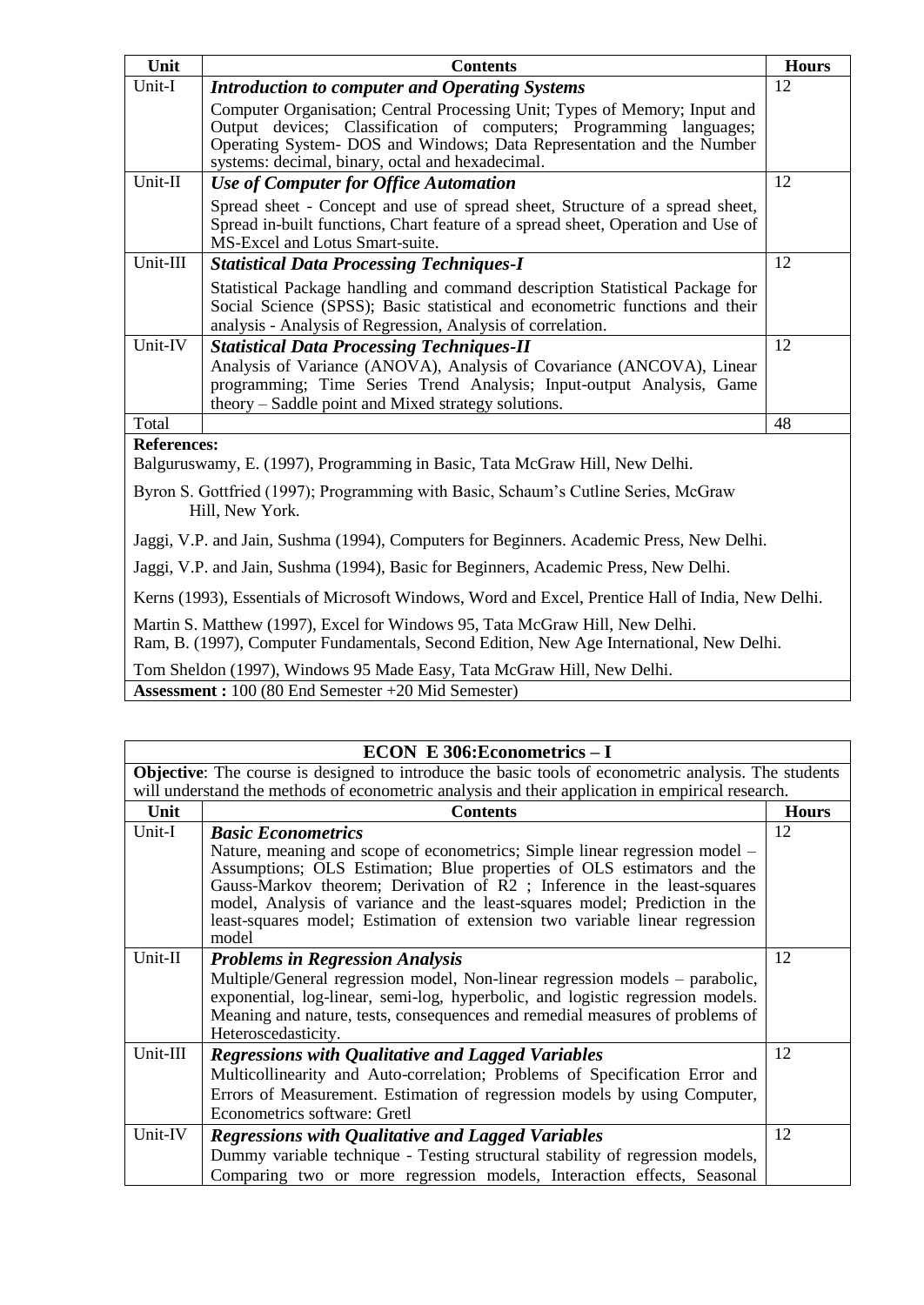| Unit | Contents | Hours |
|---|---|---|
| Unit-I | ***Introduction to computer and Operating Systems*** Computer Organisation; Central Processing Unit; Types of Memory; Input and Output devices; Classification of computers; Programming languages; Operating System- DOS and Windows; Data Representation and the Number systems: decimal, binary, octal and hexadecimal. | 12 |
| Unit-II | ***Use of Computer for Office Automation*** Spread sheet - Concept and use of spread sheet, Structure of a spread sheet, Spread in-built functions, Chart feature of a spread sheet, Operation and Use of MS-Excel and Lotus Smart-suite. | 12 |
| Unit-III | ***Statistical Data Processing Techniques-I*** Statistical Package handling and command description Statistical Package for Social Science (SPSS); Basic statistical and econometric functions and their analysis - Analysis of Regression, Analysis of correlation. | 12 |
| Unit-IV | ***Statistical Data Processing Techniques-II*** Analysis of Variance (ANOVA), Analysis of Covariance (ANCOVA), Linear programming; Time Series Trend Analysis; Input-output Analysis, Game theory – Saddle point and Mixed strategy solutions. | 12 |
| Total | | 48 |

**References:**

Balguruswamy, E. (1997), Programming in Basic, Tata McGraw Hill, New Delhi.

Byron S. Gottfried (1997); Programming with Basic, Schaum's Cutline Series, McGraw Hill, New York.

Jaggi, V.P. and Jain, Sushma (1994), Computers for Beginners. Academic Press, New Delhi.

Jaggi, V.P. and Jain, Sushma (1994), Basic for Beginners, Academic Press, New Delhi.

Kerns (1993), Essentials of Microsoft Windows, Word and Excel, Prentice Hall of India, New Delhi.

Martin S. Matthew (1997), Excel for Windows 95, Tata McGraw Hill, New Delhi.
Ram, B. (1997), Computer Fundamentals, Second Edition, New Age International, New Delhi.

Tom Sheldon (1997), Windows 95 Made Easy, Tata McGraw Hill, New Delhi.

**Assessment :** 100 (80 End Semester +20 Mid Semester)

## ECON E 306:Econometrics – I

**Objective**: The course is designed to introduce the basic tools of econometric analysis. The students will understand the methods of econometric analysis and their application in empirical research.

| Unit | Contents | Hours |
|---|---|---|
| Unit-I | ***Basic Econometrics*** Nature, meaning and scope of econometrics; Simple linear regression model – Assumptions; OLS Estimation; Blue properties of OLS estimators and the Gauss-Markov theorem; Derivation of R2 ; Inference in the least-squares model, Analysis of variance and the least-squares model; Prediction in the least-squares model; Estimation of extension two variable linear regression model | 12 |
| Unit-II | ***Problems in Regression Analysis*** Multiple/General regression model, Non-linear regression models – parabolic, exponential, log-linear, semi-log, hyperbolic, and logistic regression models. Meaning and nature, tests, consequences and remedial measures of problems of Heteroscedasticity. | 12 |
| Unit-III | ***Regressions with Qualitative and Lagged Variables*** Multicollinearity and Auto-correlation; Problems of Specification Error and Errors of Measurement. Estimation of regression models by using Computer, Econometrics software: Gretl | 12 |
| Unit-IV | ***Regressions with Qualitative and Lagged Variables*** Dummy variable technique - Testing structural stability of regression models, Comparing two or more regression models, Interaction effects, Seasonal | 12 |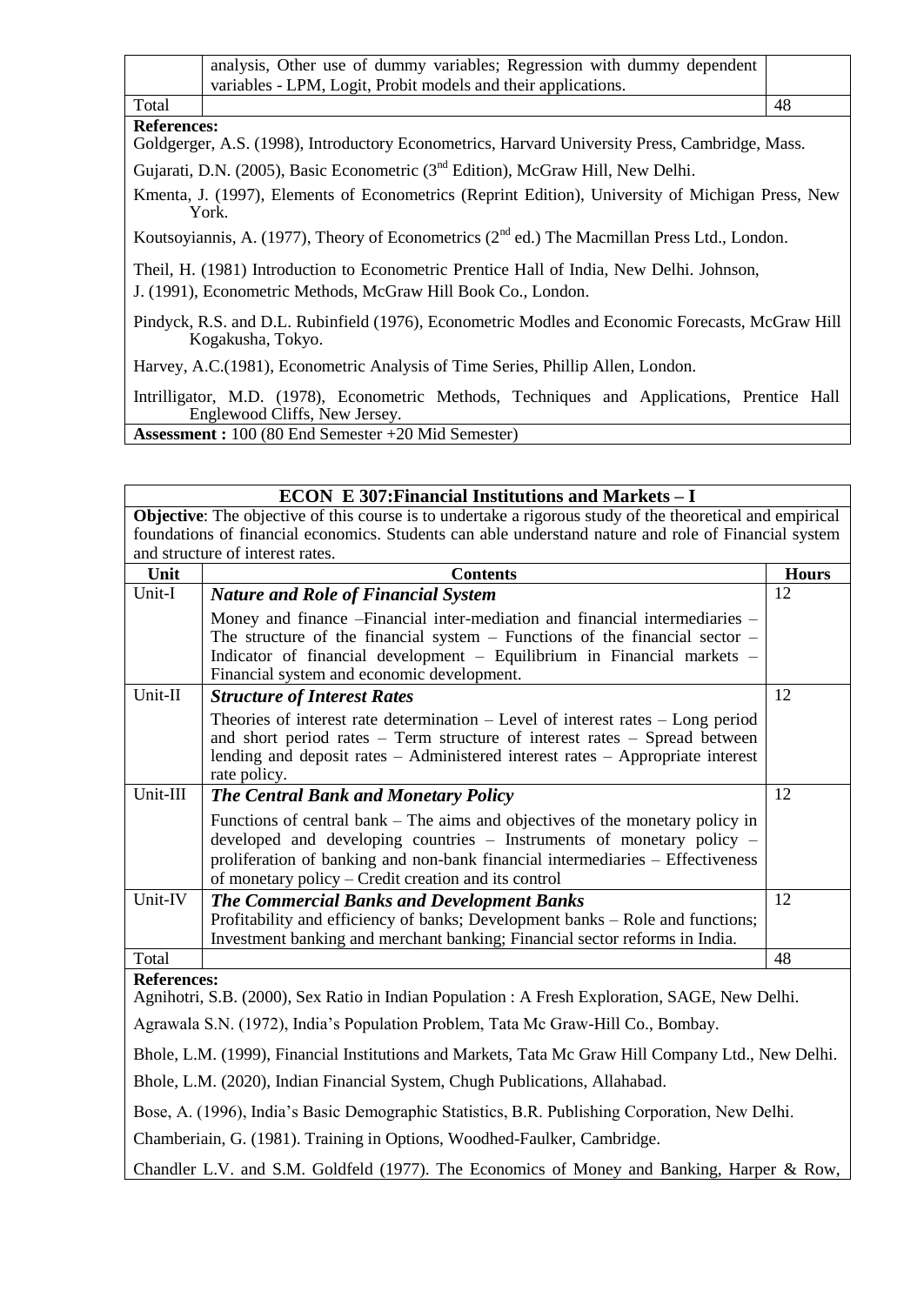|  | analysis, Other use of dummy variables; Regression with dummy dependent variables - LPM, Logit, Probit models and their applications. |  |
|---|---|---|
| Total |  | 48 |

**References:**

Goldgerger, A.S. (1998), Introductory Econometrics, Harvard University Press, Cambridge, Mass.

Gujarati, D.N. (2005), Basic Econometric (3nd Edition), McGraw Hill, New Delhi.

Kmenta, J. (1997), Elements of Econometrics (Reprint Edition), University of Michigan Press, New York.

Koutsoyiannis, A. (1977), Theory of Econometrics (2nd ed.) The Macmillan Press Ltd., London.

Theil, H. (1981) Introduction to Econometric Prentice Hall of India, New Delhi. Johnson, J. (1991), Econometric Methods, McGraw Hill Book Co., London.

Pindyck, R.S. and D.L. Rubinfield (1976), Econometric Modles and Economic Forecasts, McGraw Hill Kogakusha, Tokyo.

Harvey, A.C.(1981), Econometric Analysis of Time Series, Phillip Allen, London.

Intrilligator, M.D. (1978), Econometric Methods, Techniques and Applications, Prentice Hall Englewood Cliffs, New Jersey.

**Assessment :** 100 (80 End Semester +20 Mid Semester)

## ECON E 307:Financial Institutions and Markets – I

**Objective**: The objective of this course is to undertake a rigorous study of the theoretical and empirical foundations of financial economics. Students can able understand nature and role of Financial system and structure of interest rates.

| Unit | Contents | Hours |
|---|---|---|
| Unit-I | ***Nature and Role of Financial System*** Money and finance –Financial inter-mediation and financial intermediaries – The structure of the financial system – Functions of the financial sector – Indicator of financial development – Equilibrium in Financial markets – Financial system and economic development. | 12 |
| Unit-II | ***Structure of Interest Rates*** Theories of interest rate determination – Level of interest rates – Long period and short period rates – Term structure of interest rates – Spread between lending and deposit rates – Administered interest rates – Appropriate interest rate policy. | 12 |
| Unit-III | ***The Central Bank and Monetary Policy*** Functions of central bank – The aims and objectives of the monetary policy in developed and developing countries – Instruments of monetary policy – proliferation of banking and non-bank financial intermediaries – Effectiveness of monetary policy – Credit creation and its control | 12 |
| Unit-IV | ***The Commercial Banks and Development Banks*** Profitability and efficiency of banks; Development banks – Role and functions; Investment banking and merchant banking; Financial sector reforms in India. | 12 |
| Total |  | 48 |

**References:**

Agnihotri, S.B. (2000), Sex Ratio in Indian Population : A Fresh Exploration, SAGE, New Delhi.

Agrawala S.N. (1972), India's Population Problem, Tata Mc Graw-Hill Co., Bombay.

Bhole, L.M. (1999), Financial Institutions and Markets, Tata Mc Graw Hill Company Ltd., New Delhi.

Bhole, L.M. (2020), Indian Financial System, Chugh Publications, Allahabad.

Bose, A. (1996), India's Basic Demographic Statistics, B.R. Publishing Corporation, New Delhi.

Chamberiain, G. (1981). Training in Options, Woodhed-Faulker, Cambridge.

Chandler L.V. and S.M. Goldfeld (1977). The Economics of Money and Banking, Harper & Row,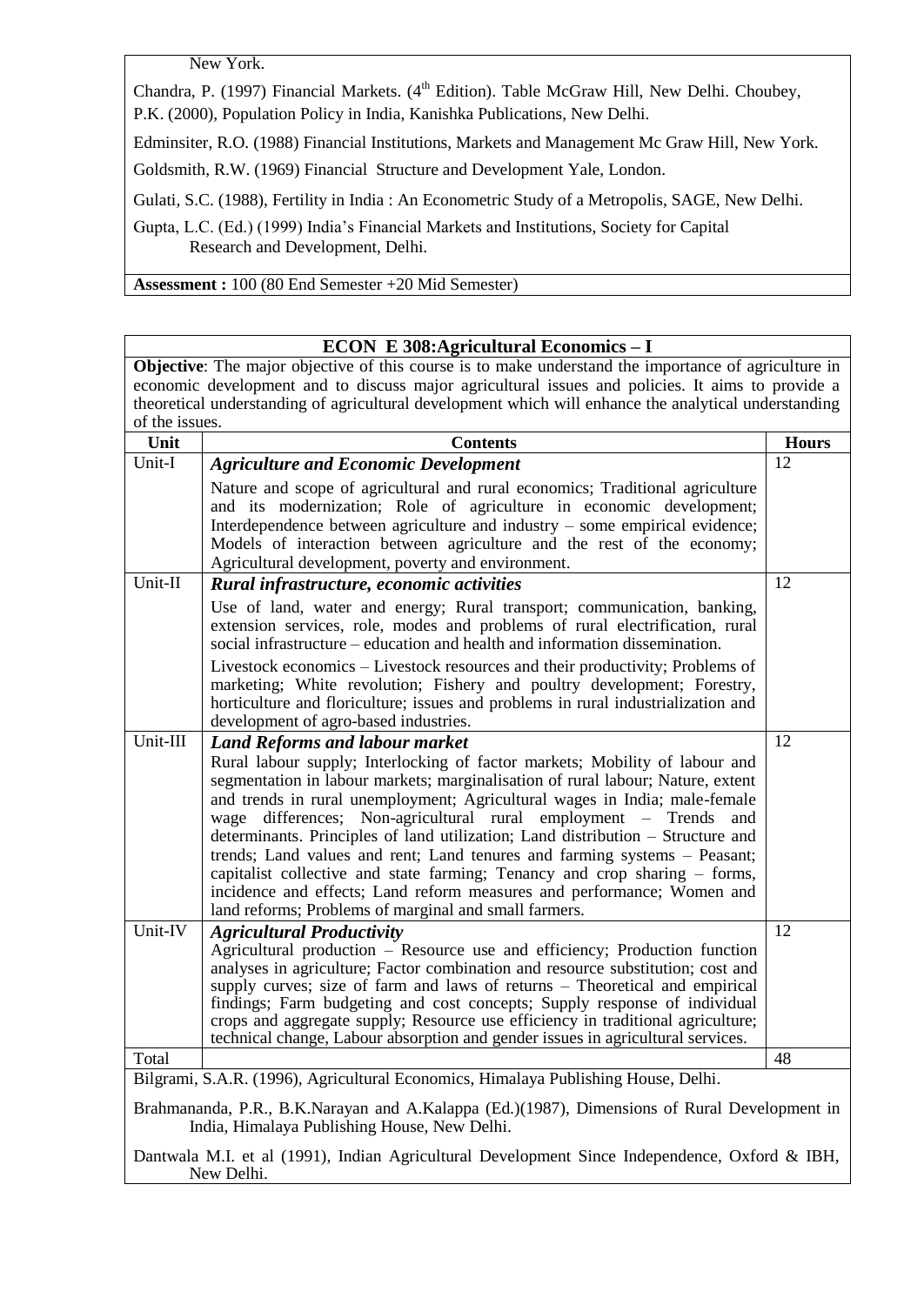New York.

Chandra, P. (1997) Financial Markets. (4th Edition). Table McGraw Hill, New Delhi. Choubey, P.K. (2000), Population Policy in India, Kanishka Publications, New Delhi.

Edminsiter, R.O. (1988) Financial Institutions, Markets and Management Mc Graw Hill, New York.

Goldsmith, R.W. (1969) Financial Structure and Development Yale, London.

Gulati, S.C. (1988), Fertility in India : An Econometric Study of a Metropolis, SAGE, New Delhi.

Gupta, L.C. (Ed.) (1999) India's Financial Markets and Institutions, Society for Capital Research and Development, Delhi.

**Assessment :** 100 (80 End Semester +20 Mid Semester)

## ECON E 308: Agricultural Economics – I

**Objective**: The major objective of this course is to make understand the importance of agriculture in economic development and to discuss major agricultural issues and policies. It aims to provide a theoretical understanding of agricultural development which will enhance the analytical understanding of the issues.

| Unit | Contents | Hours |
|---|---|---|
| Unit-I | ***Agriculture and Economic Development*** <br> Nature and scope of agricultural and rural economics; Traditional agriculture and its modernization; Role of agriculture in economic development; Interdependence between agriculture and industry – some empirical evidence; Models of interaction between agriculture and the rest of the economy; Agricultural development, poverty and environment. | 12 |
| Unit-II | ***Rural infrastructure, economic activities*** <br> Use of land, water and energy; Rural transport; communication, banking, extension services, role, modes and problems of rural electrification, rural social infrastructure – education and health and information dissemination. <br> Livestock economics – Livestock resources and their productivity; Problems of marketing; White revolution; Fishery and poultry development; Forestry, horticulture and floriculture; issues and problems in rural industrialization and development of agro-based industries. | 12 |
| Unit-III | ***Land Reforms and labour market*** <br> Rural labour supply; Interlocking of factor markets; Mobility of labour and segmentation in labour markets; marginalisation of rural labour; Nature, extent and trends in rural unemployment; Agricultural wages in India; male-female wage differences; Non-agricultural rural employment – Trends and determinants. Principles of land utilization; Land distribution – Structure and trends; Land values and rent; Land tenures and farming systems – Peasant; capitalist collective and state farming; Tenancy and crop sharing – forms, incidence and effects; Land reform measures and performance; Women and land reforms; Problems of marginal and small farmers. | 12 |
| Unit-IV | ***Agricultural Productivity*** <br> Agricultural production – Resource use and efficiency; Production function analyses in agriculture; Factor combination and resource substitution; cost and supply curves; size of farm and laws of returns – Theoretical and empirical findings; Farm budgeting and cost concepts; Supply response of individual crops and aggregate supply; Resource use efficiency in traditional agriculture; technical change, Labour absorption and gender issues in agricultural services. | 12 |
| Total | | 48 |

Bilgrami, S.A.R. (1996), Agricultural Economics, Himalaya Publishing House, Delhi.

Brahmananda, P.R., B.K.Narayan and A.Kalappa (Ed.)(1987), Dimensions of Rural Development in India, Himalaya Publishing House, New Delhi.

Dantwala M.I. et al (1991), Indian Agricultural Development Since Independence, Oxford & IBH, New Delhi.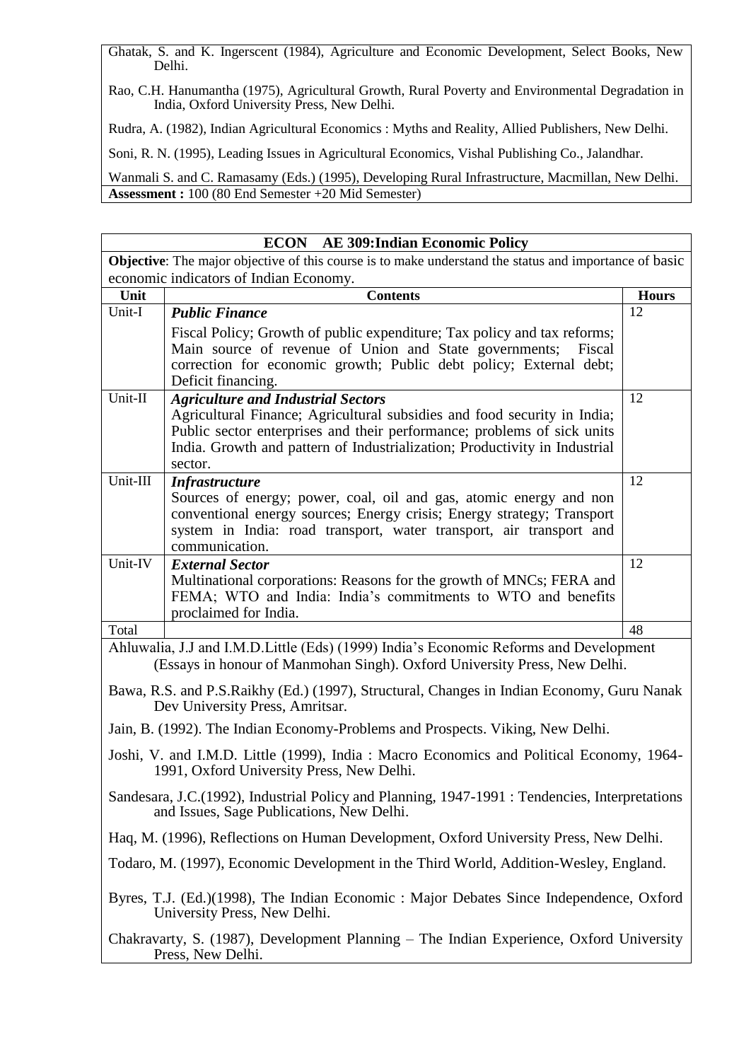Ghatak, S. and K. Ingerscent (1984), Agriculture and Economic Development, Select Books, New Delhi.

Rao, C.H. Hanumantha (1975), Agricultural Growth, Rural Poverty and Environmental Degradation in India, Oxford University Press, New Delhi.

Rudra, A. (1982), Indian Agricultural Economics : Myths and Reality, Allied Publishers, New Delhi.

Soni, R. N. (1995), Leading Issues in Agricultural Economics, Vishal Publishing Co., Jalandhar.

Wanmali S. and C. Ramasamy (Eds.) (1995), Developing Rural Infrastructure, Macmillan, New Delhi.

**Assessment :** 100 (80 End Semester +20 Mid Semester)

## ECON AE 309:Indian Economic Policy

**Objective**: The major objective of this course is to make understand the status and importance of basic economic indicators of Indian Economy.

| Unit | Contents | Hours |
|---|---|---|
| Unit-I | ***Public Finance*** Fiscal Policy; Growth of public expenditure; Tax policy and tax reforms; Main source of revenue of Union and State governments; Fiscal correction for economic growth; Public debt policy; External debt; Deficit financing. | 12 |
| Unit-II | ***Agriculture and Industrial Sectors*** Agricultural Finance; Agricultural subsidies and food security in India; Public sector enterprises and their performance; problems of sick units India. Growth and pattern of Industrialization; Productivity in Industrial sector. | 12 |
| Unit-III | ***Infrastructure*** Sources of energy; power, coal, oil and gas, atomic energy and non conventional energy sources; Energy crisis; Energy strategy; Transport system in India: road transport, water transport, air transport and communication. | 12 |
| Unit-IV | ***External Sector*** Multinational corporations: Reasons for the growth of MNCs; FERA and FEMA; WTO and India: India's commitments to WTO and benefits proclaimed for India. | 12 |
| Total | | 48 |

Ahluwalia, J.J and I.M.D.Little (Eds) (1999) India's Economic Reforms and Development (Essays in honour of Manmohan Singh). Oxford University Press, New Delhi.

Bawa, R.S. and P.S.Raikhy (Ed.) (1997), Structural, Changes in Indian Economy, Guru Nanak Dev University Press, Amritsar.

Jain, B. (1992). The Indian Economy-Problems and Prospects. Viking, New Delhi.

Joshi, V. and I.M.D. Little (1999), India : Macro Economics and Political Economy, 1964-1991, Oxford University Press, New Delhi.

Sandesara, J.C.(1992), Industrial Policy and Planning, 1947-1991 : Tendencies, Interpretations and Issues, Sage Publications, New Delhi.

Haq, M. (1996), Reflections on Human Development, Oxford University Press, New Delhi.

Todaro, M. (1997), Economic Development in the Third World, Addition-Wesley, England.

Byres, T.J. (Ed.)(1998), The Indian Economic : Major Debates Since Independence, Oxford University Press, New Delhi.

Chakravarty, S. (1987), Development Planning – The Indian Experience, Oxford University Press, New Delhi.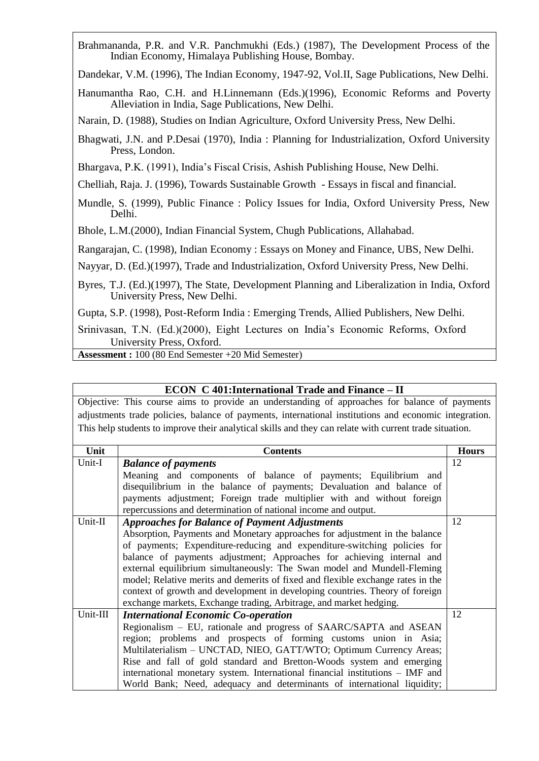Brahmananda, P.R. and V.R. Panchmukhi (Eds.) (1987), The Development Process of the Indian Economy, Himalaya Publishing House, Bombay.

Dandekar, V.M. (1996), The Indian Economy, 1947-92, Vol.II, Sage Publications, New Delhi.

Hanumantha Rao, C.H. and H.Linnemann (Eds.)(1996), Economic Reforms and Poverty Alleviation in India, Sage Publications, New Delhi.

Narain, D. (1988), Studies on Indian Agriculture, Oxford University Press, New Delhi.

Bhagwati, J.N. and P.Desai (1970), India : Planning for Industrialization, Oxford University Press, London.

Bhargava, P.K. (1991), India's Fiscal Crisis, Ashish Publishing House, New Delhi.

Chelliah, Raja. J. (1996), Towards Sustainable Growth - Essays in fiscal and financial.

Mundle, S. (1999), Public Finance : Policy Issues for India, Oxford University Press, New Delhi.

Bhole, L.M.(2000), Indian Financial System, Chugh Publications, Allahabad.

Rangarajan, C. (1998), Indian Economy : Essays on Money and Finance, UBS, New Delhi.

Nayyar, D. (Ed.)(1997), Trade and Industrialization, Oxford University Press, New Delhi.

Byres, T.J. (Ed.)(1997), The State, Development Planning and Liberalization in India, Oxford University Press, New Delhi.

Gupta, S.P. (1998), Post-Reform India : Emerging Trends, Allied Publishers, New Delhi.

Srinivasan, T.N. (Ed.)(2000), Eight Lectures on India's Economic Reforms, Oxford University Press, Oxford.

**Assessment :** 100 (80 End Semester +20 Mid Semester)

## ECON C 401:International Trade and Finance – II

Objective: This course aims to provide an understanding of approaches for balance of payments adjustments trade policies, balance of payments, international institutions and economic integration. This help students to improve their analytical skills and they can relate with current trade situation.

| Unit | Contents | Hours |
|---|---|---|
| Unit-I | ***Balance of payments*** Meaning and components of balance of payments; Equilibrium and disequilibrium in the balance of payments; Devaluation and balance of payments adjustment; Foreign trade multiplier with and without foreign repercussions and determination of national income and output. | 12 |
| Unit-II | ***Approaches for Balance of Payment Adjustments*** Absorption, Payments and Monetary approaches for adjustment in the balance of payments; Expenditure-reducing and expenditure-switching policies for balance of payments adjustment; Approaches for achieving internal and external equilibrium simultaneously: The Swan model and Mundell-Fleming model; Relative merits and demerits of fixed and flexible exchange rates in the context of growth and development in developing countries. Theory of foreign exchange markets, Exchange trading, Arbitrage, and market hedging. | 12 |
| Unit-III | ***International Economic Co-operation*** Regionalism – EU, rationale and progress of SAARC/SAPTA and ASEAN region; problems and prospects of forming customs union in Asia; Multilaterialism – UNCTAD, NIEO, GATT/WTO; Optimum Currency Areas; Rise and fall of gold standard and Bretton-Woods system and emerging international monetary system. International financial institutions – IMF and World Bank; Need, adequacy and determinants of international liquidity; | 12 |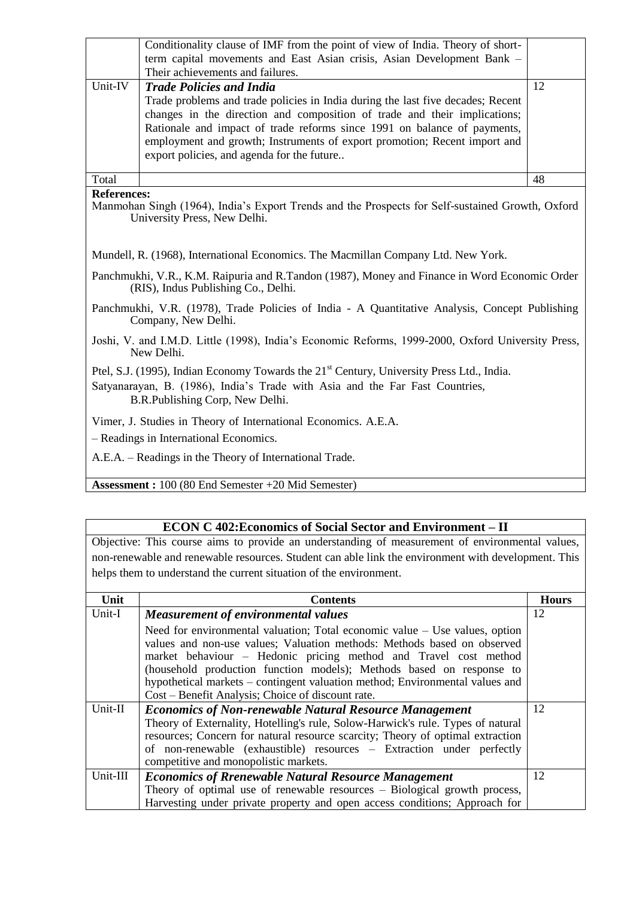| | | |
|---|---|---|
| | Conditionality clause of IMF from the point of view of India. Theory of short-term capital movements and East Asian crisis, Asian Development Bank – Their achievements and failures. | |
| Unit-IV | ***Trade Policies and India*** Trade problems and trade policies in India during the last five decades; Recent changes in the direction and composition of trade and their implications; Rationale and impact of trade reforms since 1991 on balance of payments, employment and growth; Instruments of export promotion; Recent import and export policies, and agenda for the future.. | 12 |
| Total | | 48 |

**References:**

Manmohan Singh (1964), India's Export Trends and the Prospects for Self-sustained Growth, Oxford University Press, New Delhi.

Mundell, R. (1968), International Economics. The Macmillan Company Ltd. New York.

Panchmukhi, V.R., K.M. Raipuria and R.Tandon (1987), Money and Finance in Word Economic Order (RIS), Indus Publishing Co., Delhi.

Panchmukhi, V.R. (1978), Trade Policies of India - A Quantitative Analysis, Concept Publishing Company, New Delhi.

Joshi, V. and I.M.D. Little (1998), India's Economic Reforms, 1999-2000, Oxford University Press, New Delhi.

Ptel, S.J. (1995), Indian Economy Towards the 21st Century, University Press Ltd., India.

Satyanarayan, B. (1986), India's Trade with Asia and the Far Fast Countries, B.R.Publishing Corp, New Delhi.

Vimer, J. Studies in Theory of International Economics. A.E.A.

– Readings in International Economics.

A.E.A. – Readings in the Theory of International Trade.

**Assessment :** 100 (80 End Semester +20 Mid Semester)

## ECON C 402:Economics of Social Sector and Environment – II

Objective: This course aims to provide an understanding of measurement of environmental values, non-renewable and renewable resources. Student can able link the environment with development. This helps them to understand the current situation of the environment.

| Unit | Contents | Hours |
|---|---|---|
| Unit-I | ***Measurement of environmental values*** Need for environmental valuation; Total economic value – Use values, option values and non-use values; Valuation methods: Methods based on observed market behaviour – Hedonic pricing method and Travel cost method (household production function models); Methods based on response to hypothetical markets – contingent valuation method; Environmental values and Cost – Benefit Analysis; Choice of discount rate. | 12 |
| Unit-II | ***Economics of Non-renewable Natural Resource Management*** Theory of Externality, Hotelling's rule, Solow-Harwick's rule. Types of natural resources; Concern for natural resource scarcity; Theory of optimal extraction of non-renewable (exhaustible) resources – Extraction under perfectly competitive and monopolistic markets. | 12 |
| Unit-III | ***Economics of Rrenewable Natural Resource Management*** Theory of optimal use of renewable resources – Biological growth process, Harvesting under private property and open access conditions; Approach for | 12 |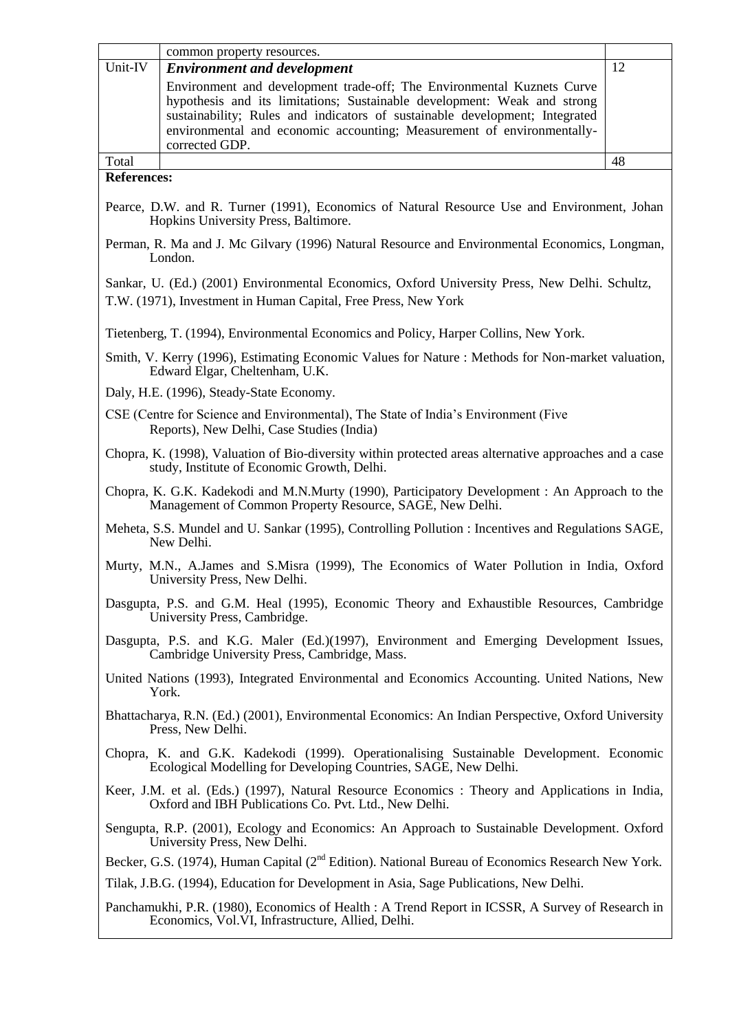|  | common property resources. |  |
|---|---|---|
| Unit-IV | ***Environment and development***<br>Environment and development trade-off; The Environmental Kuznets Curve hypothesis and its limitations; Sustainable development: Weak and strong sustainability; Rules and indicators of sustainable development; Integrated environmental and economic accounting; Measurement of environmentally-corrected GDP. | 12 |
| Total |  | 48 |

**References:**

Pearce, D.W. and R. Turner (1991), Economics of Natural Resource Use and Environment, Johan Hopkins University Press, Baltimore.

Perman, R. Ma and J. Mc Gilvary (1996) Natural Resource and Environmental Economics, Longman, London.

Sankar, U. (Ed.) (2001) Environmental Economics, Oxford University Press, New Delhi. Schultz, T.W. (1971), Investment in Human Capital, Free Press, New York

Tietenberg, T. (1994), Environmental Economics and Policy, Harper Collins, New York.

Smith, V. Kerry (1996), Estimating Economic Values for Nature : Methods for Non-market valuation, Edward Elgar, Cheltenham, U.K.

Daly, H.E. (1996), Steady-State Economy.

CSE (Centre for Science and Environmental), The State of India's Environment (Five Reports), New Delhi, Case Studies (India)

Chopra, K. (1998), Valuation of Bio-diversity within protected areas alternative approaches and a case study, Institute of Economic Growth, Delhi.

Chopra, K. G.K. Kadekodi and M.N.Murty (1990), Participatory Development : An Approach to the Management of Common Property Resource, SAGE, New Delhi.

Meheta, S.S. Mundel and U. Sankar (1995), Controlling Pollution : Incentives and Regulations SAGE, New Delhi.

Murty, M.N., A.James and S.Misra (1999), The Economics of Water Pollution in India, Oxford University Press, New Delhi.

Dasgupta, P.S. and G.M. Heal (1995), Economic Theory and Exhaustible Resources, Cambridge University Press, Cambridge.

Dasgupta, P.S. and K.G. Maler (Ed.)(1997), Environment and Emerging Development Issues, Cambridge University Press, Cambridge, Mass.

United Nations (1993), Integrated Environmental and Economics Accounting. United Nations, New York.

Bhattacharya, R.N. (Ed.) (2001), Environmental Economics: An Indian Perspective, Oxford University Press, New Delhi.

Chopra, K. and G.K. Kadekodi (1999). Operationalising Sustainable Development. Economic Ecological Modelling for Developing Countries, SAGE, New Delhi.

Keer, J.M. et al. (Eds.) (1997), Natural Resource Economics : Theory and Applications in India, Oxford and IBH Publications Co. Pvt. Ltd., New Delhi.

Sengupta, R.P. (2001), Ecology and Economics: An Approach to Sustainable Development. Oxford University Press, New Delhi.

Becker, G.S. (1974), Human Capital (2nd Edition). National Bureau of Economics Research New York.

Tilak, J.B.G. (1994), Education for Development in Asia, Sage Publications, New Delhi.

Panchamukhi, P.R. (1980), Economics of Health : A Trend Report in ICSSR, A Survey of Research in Economics, Vol.VI, Infrastructure, Allied, Delhi.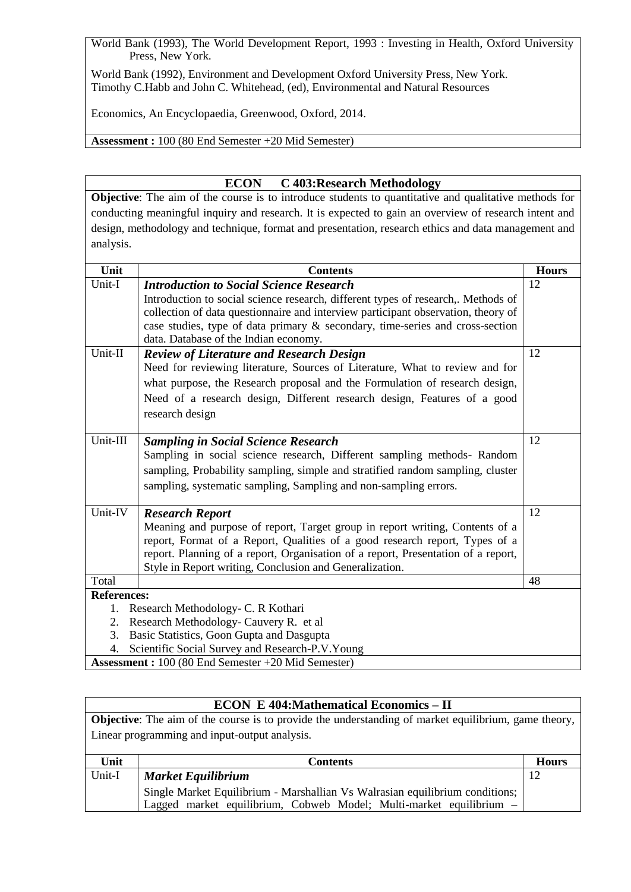World Bank (1993), The World Development Report, 1993 : Investing in Health, Oxford University Press, New York.

World Bank (1992), Environment and Development Oxford University Press, New York.
Timothy C.Habb and John C. Whitehead, (ed), Environmental and Natural Resources

Economics, An Encyclopaedia, Greenwood, Oxford, 2014.

**Assessment :** 100 (80 End Semester +20 Mid Semester)

## ECON C 403:Research Methodology

**Objective**: The aim of the course is to introduce students to quantitative and qualitative methods for conducting meaningful inquiry and research. It is expected to gain an overview of research intent and design, methodology and technique, format and presentation, research ethics and data management and analysis.

| Unit | Contents | Hours |
|---|---|---|
| Unit-I | ***Introduction to Social Science Research*** Introduction to social science research, different types of research,. Methods of collection of data questionnaire and interview participant observation, theory of case studies, type of data primary & secondary, time-series and cross-section data. Database of the Indian economy. | 12 |
| Unit-II | ***Review of Literature and Research Design*** Need for reviewing literature, Sources of Literature, What to review and for what purpose, the Research proposal and the Formulation of research design, Need of a research design, Different research design, Features of a good research design | 12 |
| Unit-III | ***Sampling in Social Science Research*** Sampling in social science research, Different sampling methods- Random sampling, Probability sampling, simple and stratified random sampling, cluster sampling, systematic sampling, Sampling and non-sampling errors. | 12 |
| Unit-IV | ***Research Report*** Meaning and purpose of report, Target group in report writing, Contents of a report, Format of a Report, Qualities of a good research report, Types of a report. Planning of a report, Organisation of a report, Presentation of a report, Style in Report writing, Conclusion and Generalization. | 12 |
| Total | | 48 |

**References:**

1. Research Methodology- C. R Kothari
2. Research Methodology- Cauvery R. et al
3. Basic Statistics, Goon Gupta and Dasgupta
4. Scientific Social Survey and Research-P.V.Young

**Assessment :** 100 (80 End Semester +20 Mid Semester)

## ECON E 404:Mathematical Economics – II

**Objective**: The aim of the course is to provide the understanding of market equilibrium, game theory, Linear programming and input-output analysis.

| Unit | Contents | Hours |
|---|---|---|
| Unit-I | ***Market Equilibrium*** Single Market Equilibrium - Marshallian Vs Walrasian equilibrium conditions; Lagged market equilibrium, Cobweb Model; Multi-market equilibrium – | 12 |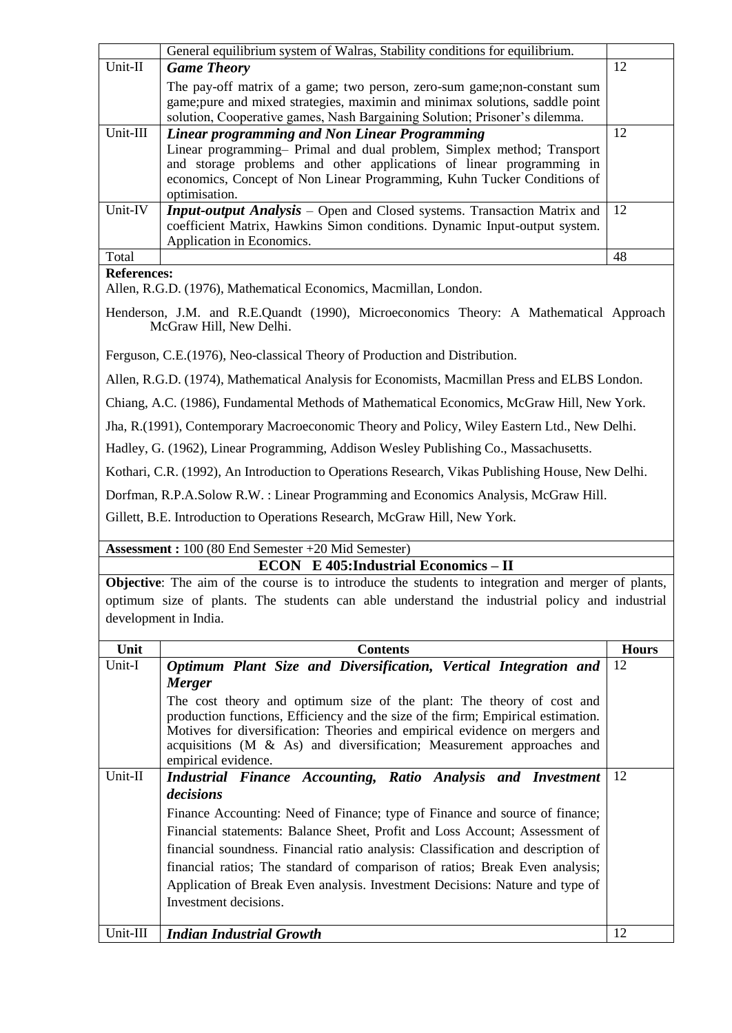| | | |
|---|---|---|
| | General equilibrium system of Walras, Stability conditions for equilibrium. | |
| Unit-II | ***Game Theory*** The pay-off matrix of a game; two person, zero-sum game;non-constant sum game;pure and mixed strategies, maximin and minimax solutions, saddle point solution, Cooperative games, Nash Bargaining Solution; Prisoner's dilemma. | 12 |
| Unit-III | ***Linear programming and Non Linear Programming*** Linear programming– Primal and dual problem, Simplex method; Transport and storage problems and other applications of linear programming in economics, Concept of Non Linear Programming, Kuhn Tucker Conditions of optimisation. | 12 |
| Unit-IV | ***Input-output Analysis*** – Open and Closed systems. Transaction Matrix and coefficient Matrix, Hawkins Simon conditions. Dynamic Input-output system. Application in Economics. | 12 |
| Total | | 48 |

**References:**

Allen, R.G.D. (1976), Mathematical Economics, Macmillan, London.

Henderson, J.M. and R.E.Quandt (1990), Microeconomics Theory: A Mathematical Approach McGraw Hill, New Delhi.

Ferguson, C.E.(1976), Neo-classical Theory of Production and Distribution.

Allen, R.G.D. (1974), Mathematical Analysis for Economists, Macmillan Press and ELBS London.

Chiang, A.C. (1986), Fundamental Methods of Mathematical Economics, McGraw Hill, New York.

Jha, R.(1991), Contemporary Macroeconomic Theory and Policy, Wiley Eastern Ltd., New Delhi.

Hadley, G. (1962), Linear Programming, Addison Wesley Publishing Co., Massachusetts.

Kothari, C.R. (1992), An Introduction to Operations Research, Vikas Publishing House, New Delhi.

Dorfman, R.P.A.Solow R.W. : Linear Programming and Economics Analysis, McGraw Hill.

Gillett, B.E. Introduction to Operations Research, McGraw Hill, New York.

**Assessment :** 100 (80 End Semester +20 Mid Semester)

## ECON E 405:Industrial Economics – II

**Objective**: The aim of the course is to introduce the students to integration and merger of plants, optimum size of plants. The students can able understand the industrial policy and industrial development in India.

| Unit | Contents | Hours |
|---|---|---|
| Unit-I | ***Optimum Plant Size and Diversification, Vertical Integration and Merger*** The cost theory and optimum size of the plant: The theory of cost and production functions, Efficiency and the size of the firm; Empirical estimation. Motives for diversification: Theories and empirical evidence on mergers and acquisitions (M & As) and diversification; Measurement approaches and empirical evidence. | 12 |
| Unit-II | ***Industrial Finance Accounting, Ratio Analysis and Investment decisions*** Finance Accounting: Need of Finance; type of Finance and source of finance; Financial statements: Balance Sheet, Profit and Loss Account; Assessment of financial soundness. Financial ratio analysis: Classification and description of financial ratios; The standard of comparison of ratios; Break Even analysis; Application of Break Even analysis. Investment Decisions: Nature and type of Investment decisions. | 12 |
| Unit-III | ***Indian Industrial Growth*** | 12 |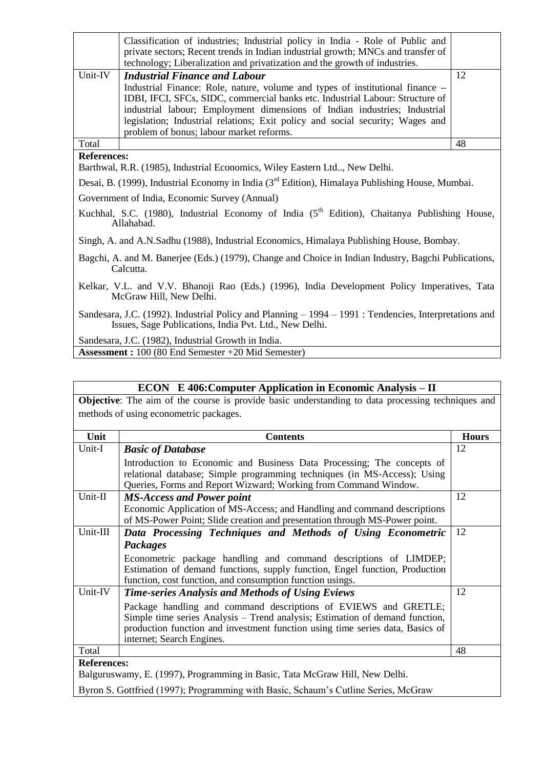| | | |
|---|---|---|
| | Classification of industries; Industrial policy in India - Role of Public and private sectors; Recent trends in Indian industrial growth; MNCs and transfer of technology; Liberalization and privatization and the growth of industries. | |
| Unit-IV | ***Industrial Finance and Labour*** <br> Industrial Finance: Role, nature, volume and types of institutional finance – IDBI, IFCI, SFCs, SIDC, commercial banks etc. Industrial Labour: Structure of industrial labour; Employment dimensions of Indian industries; Industrial legislation; Industrial relations; Exit policy and social security; Wages and problem of bonus; labour market reforms. | 12 |
| Total | | 48 |

**References:**

Barthwal, R.R. (1985), Industrial Economics, Wiley Eastern Ltd.., New Delhi.

Desai, B. (1999), Industrial Economy in India (3rd Edition), Himalaya Publishing House, Mumbai.

Government of India, Economic Survey (Annual)

Kuchhal, S.C. (1980), Industrial Economy of India (5th Edition), Chaitanya Publishing House, Allahabad.

Singh, A. and A.N.Sadhu (1988), Industrial Economics, Himalaya Publishing House, Bombay.

Bagchi, A. and M. Banerjee (Eds.) (1979), Change and Choice in Indian Industry, Bagchi Publications, Calcutta.

Kelkar, V.L. and V.V. Bhanoji Rao (Eds.) (1996), India Development Policy Imperatives, Tata McGraw Hill, New Delhi.

Sandesara, J.C. (1992). Industrial Policy and Planning – 1994 – 1991 : Tendencies, Interpretations and Issues, Sage Publications, India Pvt. Ltd., New Delhi.

Sandesara, J.C. (1982), Industrial Growth in India.

**Assessment :** 100 (80 End Semester +20 Mid Semester)

## ECON E 406:Computer Application in Economic Analysis – II

**Objective**: The aim of the course is provide basic understanding to data processing techniques and methods of using econometric packages.

| Unit | Contents | Hours |
|---|---|---|
| Unit-I | ***Basic of Database*** <br> Introduction to Economic and Business Data Processing; The concepts of relational database; Simple programming techniques (in MS-Access); Using Queries, Forms and Report Wizward; Working from Command Window. | 12 |
| Unit-II | ***MS-Access and Power point*** <br> Economic Application of MS-Access; and Handling and command descriptions of MS-Power Point; Slide creation and presentation through MS-Power point. | 12 |
| Unit-III | ***Data Processing Techniques and Methods of Using Econometric Packages*** <br> Econometric package handling and command descriptions of LIMDEP; Estimation of demand functions, supply function, Engel function, Production function, cost function, and consumption function usings. | 12 |
| Unit-IV | ***Time-series Analysis and Methods of Using Eviews*** <br> Package handling and command descriptions of EVIEWS and GRETLE; Simple time series Analysis – Trend analysis; Estimation of demand function, production function and investment function using time series data, Basics of internet; Search Engines. | 12 |
| Total | | 48 |

**References:**

Balguruswamy, E. (1997), Programming in Basic, Tata McGraw Hill, New Delhi.

Byron S. Gottfried (1997); Programming with Basic, Schaum's Cutline Series, McGraw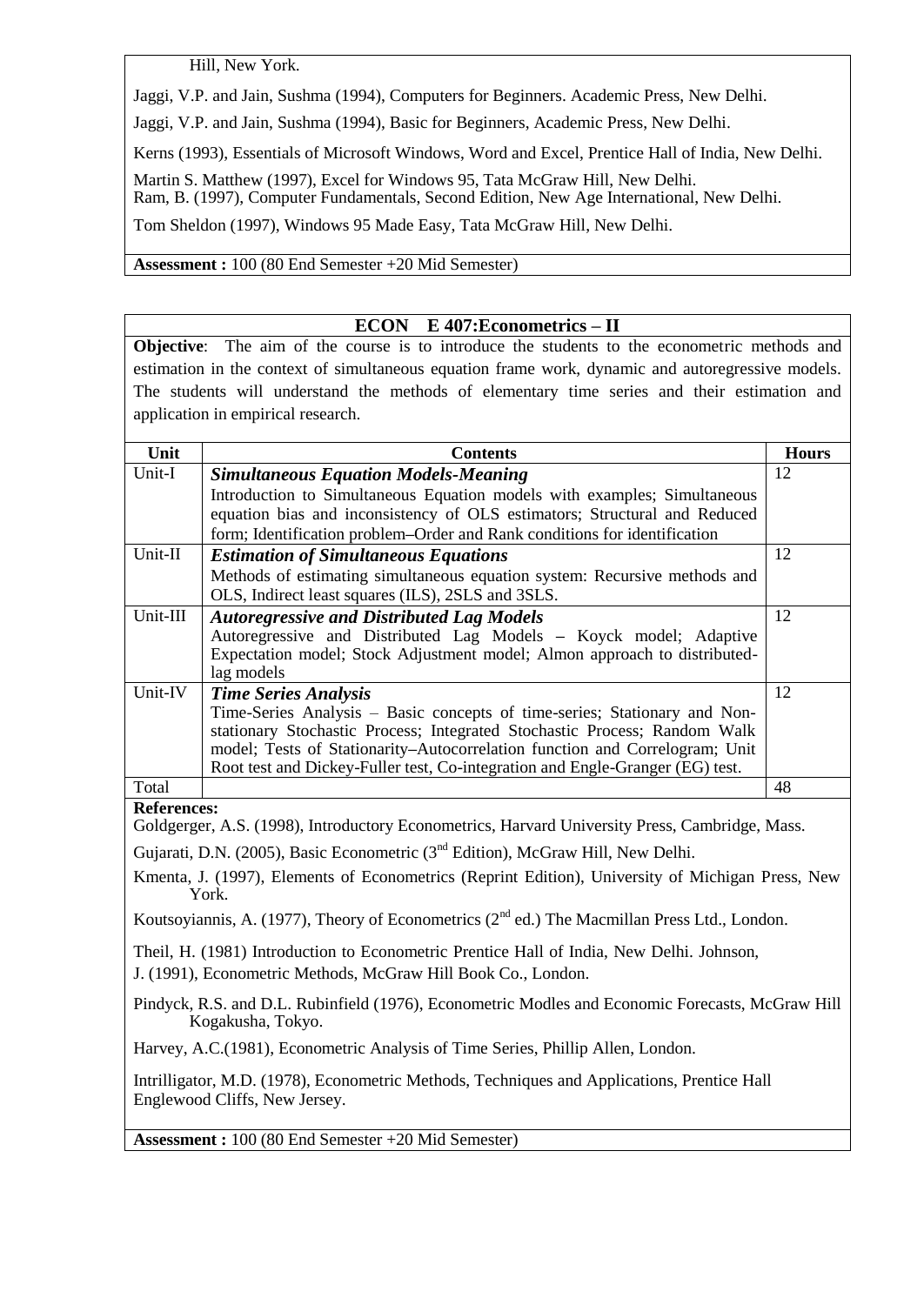Hill, New York.

Jaggi, V.P. and Jain, Sushma (1994), Computers for Beginners. Academic Press, New Delhi.

Jaggi, V.P. and Jain, Sushma (1994), Basic for Beginners, Academic Press, New Delhi.

Kerns (1993), Essentials of Microsoft Windows, Word and Excel, Prentice Hall of India, New Delhi.

Martin S. Matthew (1997), Excel for Windows 95, Tata McGraw Hill, New Delhi.
Ram, B. (1997), Computer Fundamentals, Second Edition, New Age International, New Delhi.

Tom Sheldon (1997), Windows 95 Made Easy, Tata McGraw Hill, New Delhi.

**Assessment :** 100 (80 End Semester +20 Mid Semester)

## ECON E 407:Econometrics – II

**Objective**: The aim of the course is to introduce the students to the econometric methods and estimation in the context of simultaneous equation frame work, dynamic and autoregressive models. The students will understand the methods of elementary time series and their estimation and application in empirical research.

| Unit | Contents | Hours |
|---|---|---|
| Unit-I | ***Simultaneous Equation Models-Meaning*** Introduction to Simultaneous Equation models with examples; Simultaneous equation bias and inconsistency of OLS estimators; Structural and Reduced form; Identification problem–Order and Rank conditions for identification | 12 |
| Unit-II | ***Estimation of Simultaneous Equations*** Methods of estimating simultaneous equation system: Recursive methods and OLS, Indirect least squares (ILS), 2SLS and 3SLS. | 12 |
| Unit-III | ***Autoregressive and Distributed Lag Models*** Autoregressive and Distributed Lag Models – Koyck model; Adaptive Expectation model; Stock Adjustment model; Almon approach to distributed-lag models | 12 |
| Unit-IV | ***Time Series Analysis*** Time-Series Analysis – Basic concepts of time-series; Stationary and Non-stationary Stochastic Process; Integrated Stochastic Process; Random Walk model; Tests of Stationarity–Autocorrelation function and Correlogram; Unit Root test and Dickey-Fuller test, Co-integration and Engle-Granger (EG) test. | 12 |
| Total | | 48 |

**References:**

Goldgerger, A.S. (1998), Introductory Econometrics, Harvard University Press, Cambridge, Mass.

Gujarati, D.N. (2005), Basic Econometric (3nd Edition), McGraw Hill, New Delhi.

Kmenta, J. (1997), Elements of Econometrics (Reprint Edition), University of Michigan Press, New York.

Koutsoyiannis, A. (1977), Theory of Econometrics (2nd ed.) The Macmillan Press Ltd., London.

Theil, H. (1981) Introduction to Econometric Prentice Hall of India, New Delhi. Johnson,
J. (1991), Econometric Methods, McGraw Hill Book Co., London.

Pindyck, R.S. and D.L. Rubinfield (1976), Econometric Modles and Economic Forecasts, McGraw Hill Kogakusha, Tokyo.

Harvey, A.C.(1981), Econometric Analysis of Time Series, Phillip Allen, London.

Intrilligator, M.D. (1978), Econometric Methods, Techniques and Applications, Prentice Hall Englewood Cliffs, New Jersey.

**Assessment :** 100 (80 End Semester +20 Mid Semester)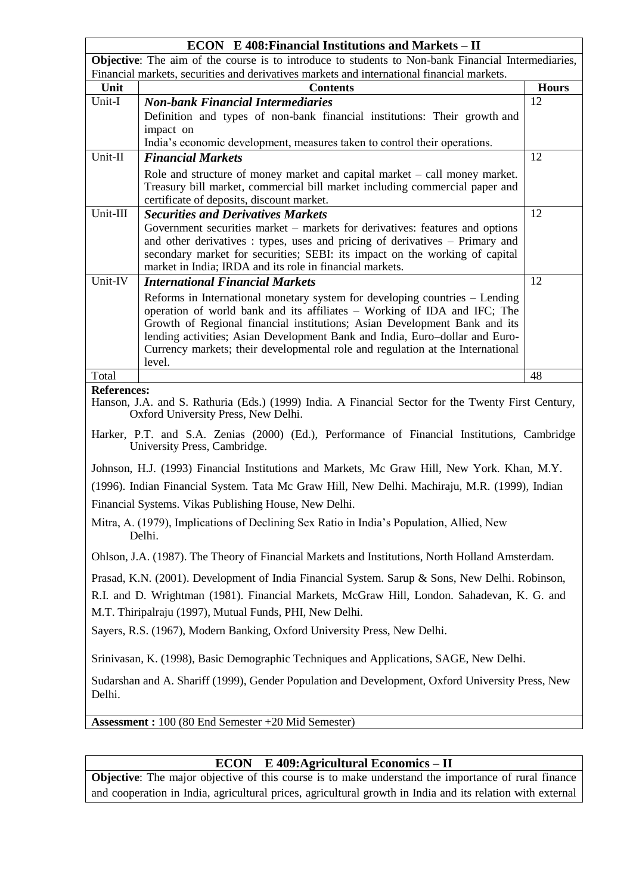## ECON E 408:Financial Institutions and Markets – II

**Objective**: The aim of the course is to introduce to students to Non-bank Financial Intermediaries, Financial markets, securities and derivatives markets and international financial markets.

| Unit | Contents | Hours |
|---|---|---|
| Unit-I | ***Non-bank Financial Intermediaries*** Definition and types of non-bank financial institutions: Their growth and impact on India's economic development, measures taken to control their operations. | 12 |
| Unit-II | ***Financial Markets*** Role and structure of money market and capital market – call money market. Treasury bill market, commercial bill market including commercial paper and certificate of deposits, discount market. | 12 |
| Unit-III | ***Securities and Derivatives Markets*** Government securities market – markets for derivatives: features and options and other derivatives : types, uses and pricing of derivatives – Primary and secondary market for securities; SEBI: its impact on the working of capital market in India; IRDA and its role in financial markets. | 12 |
| Unit-IV | ***International Financial Markets*** Reforms in International monetary system for developing countries – Lending operation of world bank and its affiliates – Working of IDA and IFC; The Growth of Regional financial institutions; Asian Development Bank and its lending activities; Asian Development Bank and India, Euro–dollar and Euro-Currency markets; their developmental role and regulation at the International level. | 12 |
| Total | | 48 |

**References:**

Hanson, J.A. and S. Rathuria (Eds.) (1999) India. A Financial Sector for the Twenty First Century, Oxford University Press, New Delhi.

Harker, P.T. and S.A. Zenias (2000) (Ed.), Performance of Financial Institutions, Cambridge University Press, Cambridge.

Johnson, H.J. (1993) Financial Institutions and Markets, Mc Graw Hill, New York. Khan, M.Y. (1996). Indian Financial System. Tata Mc Graw Hill, New Delhi. Machiraju, M.R. (1999), Indian Financial Systems. Vikas Publishing House, New Delhi.

Mitra, A. (1979), Implications of Declining Sex Ratio in India's Population, Allied, New Delhi.

Ohlson, J.A. (1987). The Theory of Financial Markets and Institutions, North Holland Amsterdam.

Prasad, K.N. (2001). Development of India Financial System. Sarup & Sons, New Delhi. Robinson, R.I. and D. Wrightman (1981). Financial Markets, McGraw Hill, London. Sahadevan, K. G. and M.T. Thiripalraju (1997), Mutual Funds, PHI, New Delhi.

Sayers, R.S. (1967), Modern Banking, Oxford University Press, New Delhi.

Srinivasan, K. (1998), Basic Demographic Techniques and Applications, SAGE, New Delhi.

Sudarshan and A. Shariff (1999), Gender Population and Development, Oxford University Press, New Delhi.

**Assessment :** 100 (80 End Semester +20 Mid Semester)

## ECON E 409:Agricultural Economics – II

**Objective**: The major objective of this course is to make understand the importance of rural finance and cooperation in India, agricultural prices, agricultural growth in India and its relation with external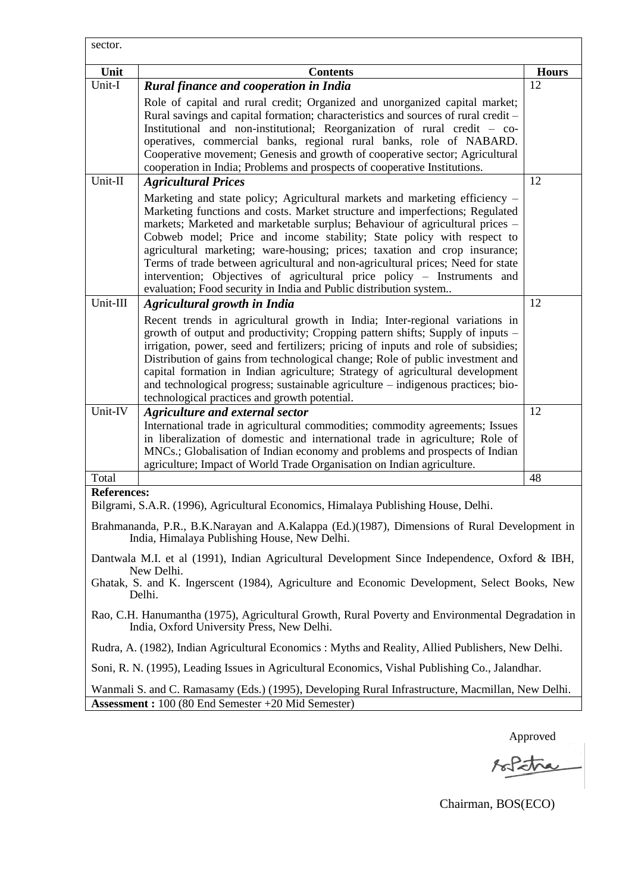sector.

| Unit | Contents | Hours |
|---|---|---|
| Unit-I | ***Rural finance and cooperation in India*** Role of capital and rural credit; Organized and unorganized capital market; Rural savings and capital formation; characteristics and sources of rural credit – Institutional and non-institutional; Reorganization of rural credit – co-operatives, commercial banks, regional rural banks, role of NABARD. Cooperative movement; Genesis and growth of cooperative sector; Agricultural cooperation in India; Problems and prospects of cooperative Institutions. | 12 |
| Unit-II | ***Agricultural Prices*** Marketing and state policy; Agricultural markets and marketing efficiency – Marketing functions and costs. Market structure and imperfections; Regulated markets; Marketed and marketable surplus; Behaviour of agricultural prices – Cobweb model; Price and income stability; State policy with respect to agricultural marketing; ware-housing; prices; taxation and crop insurance; Terms of trade between agricultural and non-agricultural prices; Need for state intervention; Objectives of agricultural price policy – Instruments and evaluation; Food security in India and Public distribution system.. | 12 |
| Unit-III | ***Agricultural growth in India*** Recent trends in agricultural growth in India; Inter-regional variations in growth of output and productivity; Cropping pattern shifts; Supply of inputs – irrigation, power, seed and fertilizers; pricing of inputs and role of subsidies; Distribution of gains from technological change; Role of public investment and capital formation in Indian agriculture; Strategy of agricultural development and technological progress; sustainable agriculture – indigenous practices; bio-technological practices and growth potential. | 12 |
| Unit-IV | ***Agriculture and external sector*** International trade in agricultural commodities; commodity agreements; Issues in liberalization of domestic and international trade in agriculture; Role of MNCs.; Globalisation of Indian economy and problems and prospects of Indian agriculture; Impact of World Trade Organisation on Indian agriculture. | 12 |
| Total | | 48 |

**References:**

Bilgrami, S.A.R. (1996), Agricultural Economics, Himalaya Publishing House, Delhi.

Brahmananda, P.R., B.K.Narayan and A.Kalappa (Ed.)(1987), Dimensions of Rural Development in India, Himalaya Publishing House, New Delhi.

Dantwala M.I. et al (1991), Indian Agricultural Development Since Independence, Oxford & IBH, New Delhi.

Ghatak, S. and K. Ingerscent (1984), Agriculture and Economic Development, Select Books, New Delhi.

Rao, C.H. Hanumantha (1975), Agricultural Growth, Rural Poverty and Environmental Degradation in India, Oxford University Press, New Delhi.

Rudra, A. (1982), Indian Agricultural Economics : Myths and Reality, Allied Publishers, New Delhi.

Soni, R. N. (1995), Leading Issues in Agricultural Economics, Vishal Publishing Co., Jalandhar.

Wanmali S. and C. Ramasamy (Eds.) (1995), Developing Rural Infrastructure, Macmillan, New Delhi.

**Assessment :** 100 (80 End Semester +20 Mid Semester)

Approved

Chairman, BOS(ECO)